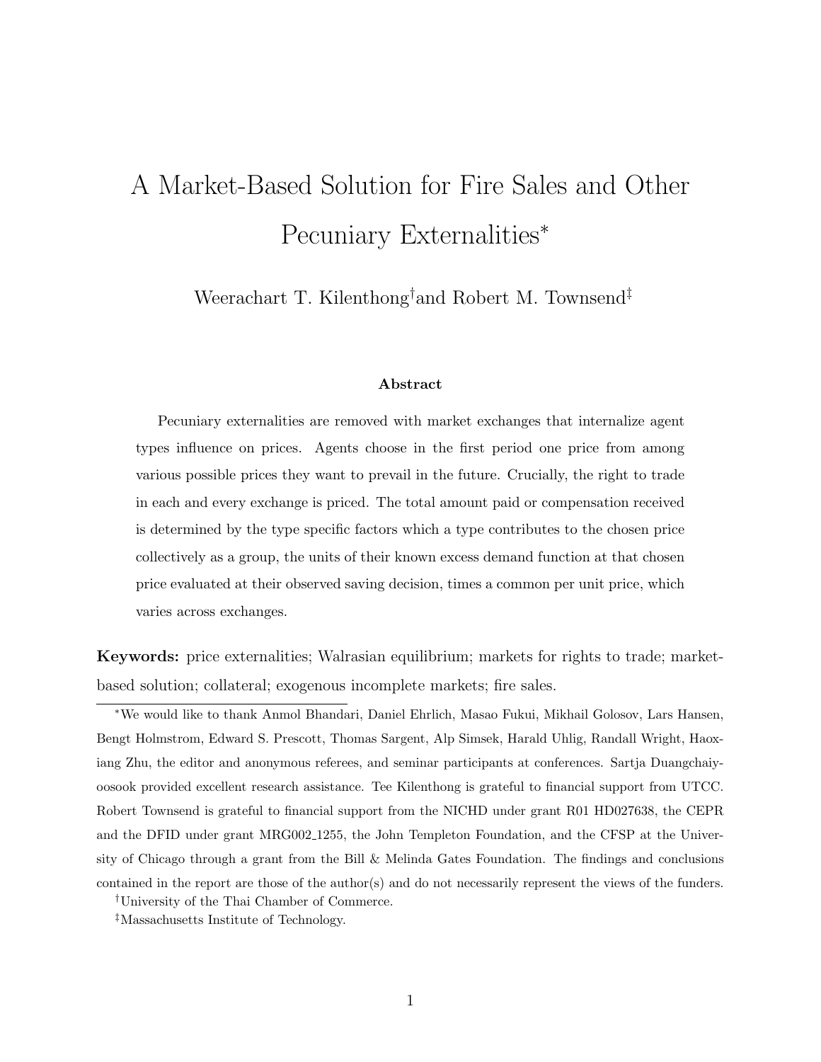# A Market-Based Solution for Fire Sales and Other Pecuniary Externalities*

Weerachart T. Kilenthong[†] and Robert M. Townsend[‡]

### Abstract

Pecuniary externalities are removed with market exchanges that internalize agent types influence on prices. Agents choose in the first period one price from among various possible prices they want to prevail in the future. Crucially, the right to trade in each and every exchange is priced. The total amount paid or compensation received is determined by the type specific factors which a type contributes to the chosen price collectively as a group, the units of their known excess demand function at that chosen price evaluated at their observed saving decision, times a common per unit price, which varies across exchanges.

**Keywords:** price externalities; Walrasian equilibrium; markets for rights to trade; market-based solution; collateral; exogenous incomplete markets; fire sales.

---

*We would like to thank Anmol Bhandari, Daniel Ehrlich, Masao Fukui, Mikhail Golosov, Lars Hansen, Bengt Holmstrom, Edward S. Prescott, Thomas Sargent, Alp Simsek, Harald Uhlig, Randall Wright, Haoxiang Zhu, the editor and anonymous referees, and seminar participants at conferences. Sartja Duangchaiyoosook provided excellent research assistance. Tee Kilenthong is grateful to financial support from UTCC. Robert Townsend is grateful to financial support from the NICHD under grant R01 HD027638, the CEPR and the DFID under grant MRG002_1255, the John Templeton Foundation, and the CFSP at the University of Chicago through a grant from the Bill & Melinda Gates Foundation. The findings and conclusions contained in the report are those of the author(s) and do not necessarily represent the views of the funders.

[†]University of the Thai Chamber of Commerce.

[‡]Massachusetts Institute of Technology.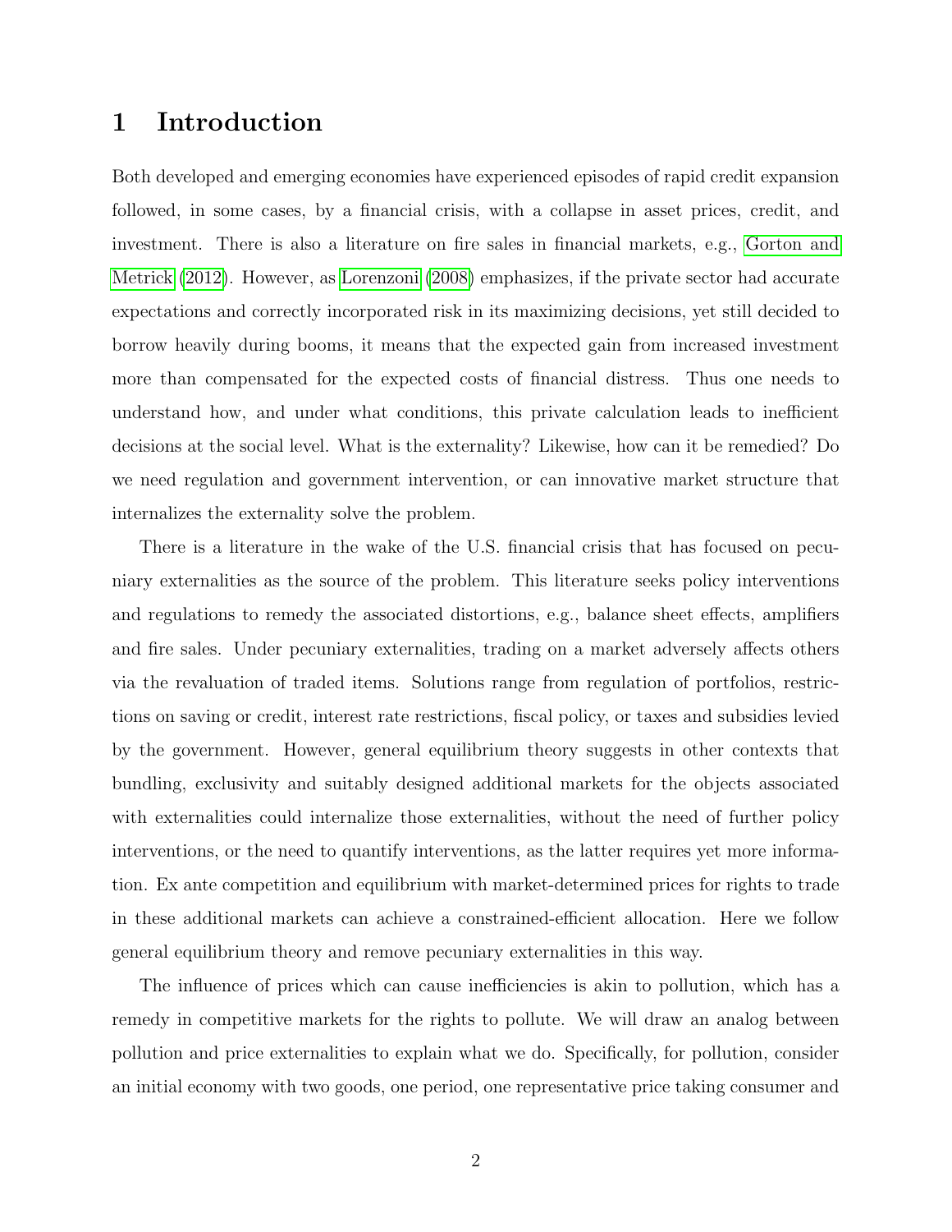# 1 Introduction

Both developed and emerging economies have experienced episodes of rapid credit expansion followed, in some cases, by a financial crisis, with a collapse in asset prices, credit, and investment. There is also a literature on fire sales in financial markets, e.g., Gorton and Metrick (2012). However, as Lorenzoni (2008) emphasizes, if the private sector had accurate expectations and correctly incorporated risk in its maximizing decisions, yet still decided to borrow heavily during booms, it means that the expected gain from increased investment more than compensated for the expected costs of financial distress. Thus one needs to understand how, and under what conditions, this private calculation leads to inefficient decisions at the social level. What is the externality? Likewise, how can it be remedied? Do we need regulation and government intervention, or can innovative market structure that internalizes the externality solve the problem.

There is a literature in the wake of the U.S. financial crisis that has focused on pecuniary externalities as the source of the problem. This literature seeks policy interventions and regulations to remedy the associated distortions, e.g., balance sheet effects, amplifiers and fire sales. Under pecuniary externalities, trading on a market adversely affects others via the revaluation of traded items. Solutions range from regulation of portfolios, restrictions on saving or credit, interest rate restrictions, fiscal policy, or taxes and subsidies levied by the government. However, general equilibrium theory suggests in other contexts that bundling, exclusivity and suitably designed additional markets for the objects associated with externalities could internalize those externalities, without the need of further policy interventions, or the need to quantify interventions, as the latter requires yet more information. Ex ante competition and equilibrium with market-determined prices for rights to trade in these additional markets can achieve a constrained-efficient allocation. Here we follow general equilibrium theory and remove pecuniary externalities in this way.

The influence of prices which can cause inefficiencies is akin to pollution, which has a remedy in competitive markets for the rights to pollute. We will draw an analog between pollution and price externalities to explain what we do. Specifically, for pollution, consider an initial economy with two goods, one period, one representative price taking consumer and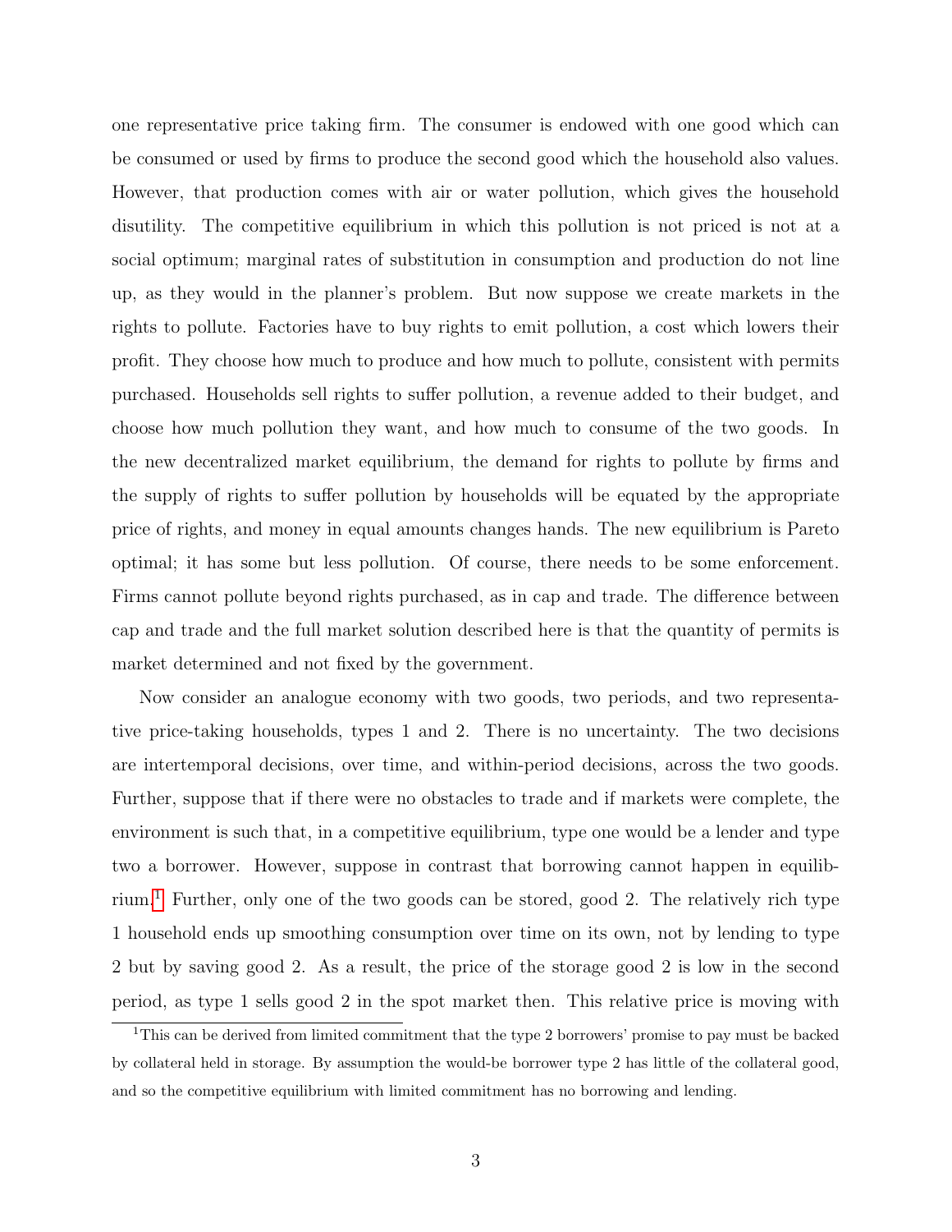one representative price taking firm. The consumer is endowed with one good which can be consumed or used by firms to produce the second good which the household also values. However, that production comes with air or water pollution, which gives the household disutility. The competitive equilibrium in which this pollution is not priced is not at a social optimum; marginal rates of substitution in consumption and production do not line up, as they would in the planner's problem. But now suppose we create markets in the rights to pollute. Factories have to buy rights to emit pollution, a cost which lowers their profit. They choose how much to produce and how much to pollute, consistent with permits purchased. Households sell rights to suffer pollution, a revenue added to their budget, and choose how much pollution they want, and how much to consume of the two goods. In the new decentralized market equilibrium, the demand for rights to pollute by firms and the supply of rights to suffer pollution by households will be equated by the appropriate price of rights, and money in equal amounts changes hands. The new equilibrium is Pareto optimal; it has some but less pollution. Of course, there needs to be some enforcement. Firms cannot pollute beyond rights purchased, as in cap and trade. The difference between cap and trade and the full market solution described here is that the quantity of permits is market determined and not fixed by the government.

Now consider an analogue economy with two goods, two periods, and two representative price-taking households, types 1 and 2. There is no uncertainty. The two decisions are intertemporal decisions, over time, and within-period decisions, across the two goods. Further, suppose that if there were no obstacles to trade and if markets were complete, the environment is such that, in a competitive equilibrium, type one would be a lender and type two a borrower. However, suppose in contrast that borrowing cannot happen in equilibrium.[1] Further, only one of the two goods can be stored, good 2. The relatively rich type 1 household ends up smoothing consumption over time on its own, not by lending to type 2 but by saving good 2. As a result, the price of the storage good 2 is low in the second period, as type 1 sells good 2 in the spot market then. This relative price is moving with

[1] This can be derived from limited commitment that the type 2 borrowers' promise to pay must be backed by collateral held in storage. By assumption the would-be borrower type 2 has little of the collateral good, and so the competitive equilibrium with limited commitment has no borrowing and lending.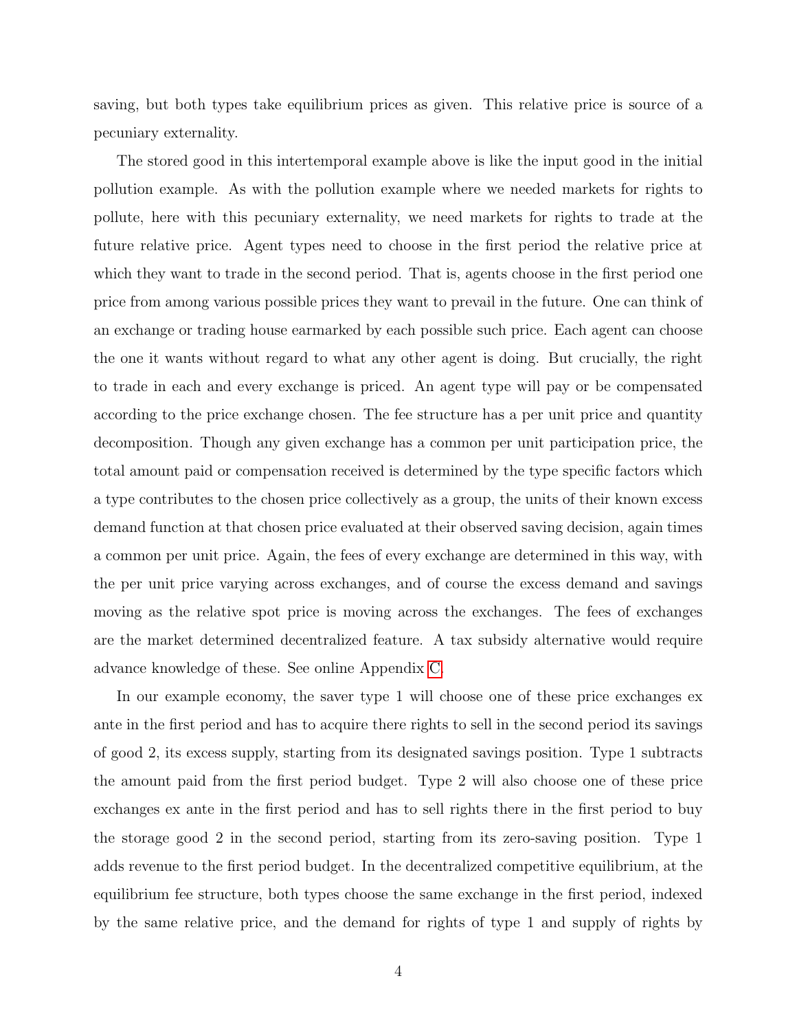saving, but both types take equilibrium prices as given. This relative price is source of a pecuniary externality.

The stored good in this intertemporal example above is like the input good in the initial pollution example. As with the pollution example where we needed markets for rights to pollute, here with this pecuniary externality, we need markets for rights to trade at the future relative price. Agent types need to choose in the first period the relative price at which they want to trade in the second period. That is, agents choose in the first period one price from among various possible prices they want to prevail in the future. One can think of an exchange or trading house earmarked by each possible such price. Each agent can choose the one it wants without regard to what any other agent is doing. But crucially, the right to trade in each and every exchange is priced. An agent type will pay or be compensated according to the price exchange chosen. The fee structure has a per unit price and quantity decomposition. Though any given exchange has a common per unit participation price, the total amount paid or compensation received is determined by the type specific factors which a type contributes to the chosen price collectively as a group, the units of their known excess demand function at that chosen price evaluated at their observed saving decision, again times a common per unit price. Again, the fees of every exchange are determined in this way, with the per unit price varying across exchanges, and of course the excess demand and savings moving as the relative spot price is moving across the exchanges. The fees of exchanges are the market determined decentralized feature. A tax subsidy alternative would require advance knowledge of these. See online Appendix C.

In our example economy, the saver type 1 will choose one of these price exchanges ex ante in the first period and has to acquire there rights to sell in the second period its savings of good 2, its excess supply, starting from its designated savings position. Type 1 subtracts the amount paid from the first period budget. Type 2 will also choose one of these price exchanges ex ante in the first period and has to sell rights there in the first period to buy the storage good 2 in the second period, starting from its zero-saving position. Type 1 adds revenue to the first period budget. In the decentralized competitive equilibrium, at the equilibrium fee structure, both types choose the same exchange in the first period, indexed by the same relative price, and the demand for rights of type 1 and supply of rights by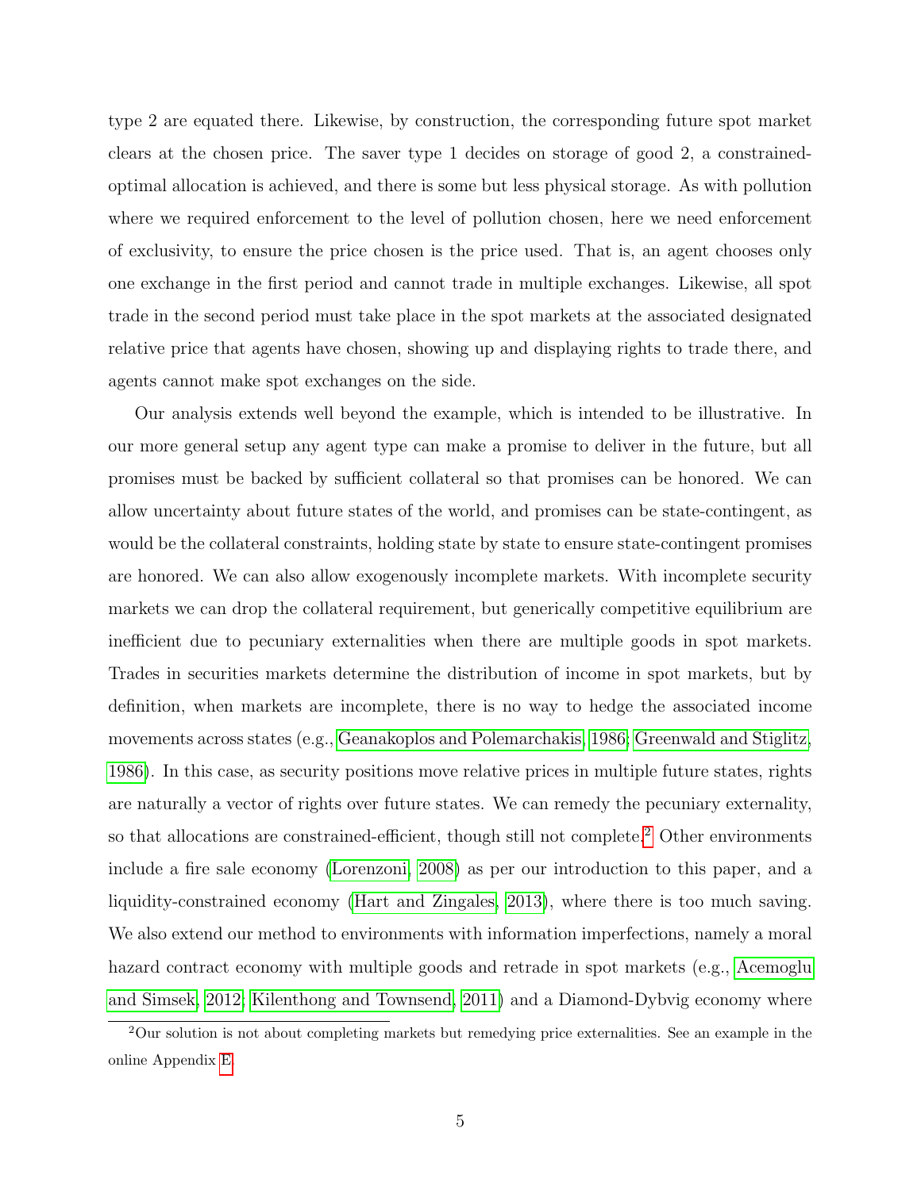type 2 are equated there. Likewise, by construction, the corresponding future spot market clears at the chosen price. The saver type 1 decides on storage of good 2, a constrained-optimal allocation is achieved, and there is some but less physical storage. As with pollution where we required enforcement to the level of pollution chosen, here we need enforcement of exclusivity, to ensure the price chosen is the price used. That is, an agent chooses only one exchange in the first period and cannot trade in multiple exchanges. Likewise, all spot trade in the second period must take place in the spot markets at the associated designated relative price that agents have chosen, showing up and displaying rights to trade there, and agents cannot make spot exchanges on the side.

Our analysis extends well beyond the example, which is intended to be illustrative. In our more general setup any agent type can make a promise to deliver in the future, but all promises must be backed by sufficient collateral so that promises can be honored. We can allow uncertainty about future states of the world, and promises can be state-contingent, as would be the collateral constraints, holding state by state to ensure state-contingent promises are honored. We can also allow exogenously incomplete markets. With incomplete security markets we can drop the collateral requirement, but generically competitive equilibrium are inefficient due to pecuniary externalities when there are multiple goods in spot markets. Trades in securities markets determine the distribution of income in spot markets, but by definition, when markets are incomplete, there is no way to hedge the associated income movements across states (e.g., Geanakoplos and Polemarchakis, 1986; Greenwald and Stiglitz, 1986). In this case, as security positions move relative prices in multiple future states, rights are naturally a vector of rights over future states. We can remedy the pecuniary externality, so that allocations are constrained-efficient, though still not complete.[2] Other environments include a fire sale economy (Lorenzoni, 2008) as per our introduction to this paper, and a liquidity-constrained economy (Hart and Zingales, 2013), where there is too much saving. We also extend our method to environments with information imperfections, namely a moral hazard contract economy with multiple goods and retrade in spot markets (e.g., Acemoglu and Simsek, 2012; Kilenthong and Townsend, 2011) and a Diamond-Dybvig economy where

[2] Our solution is not about completing markets but remedying price externalities. See an example in the online Appendix E.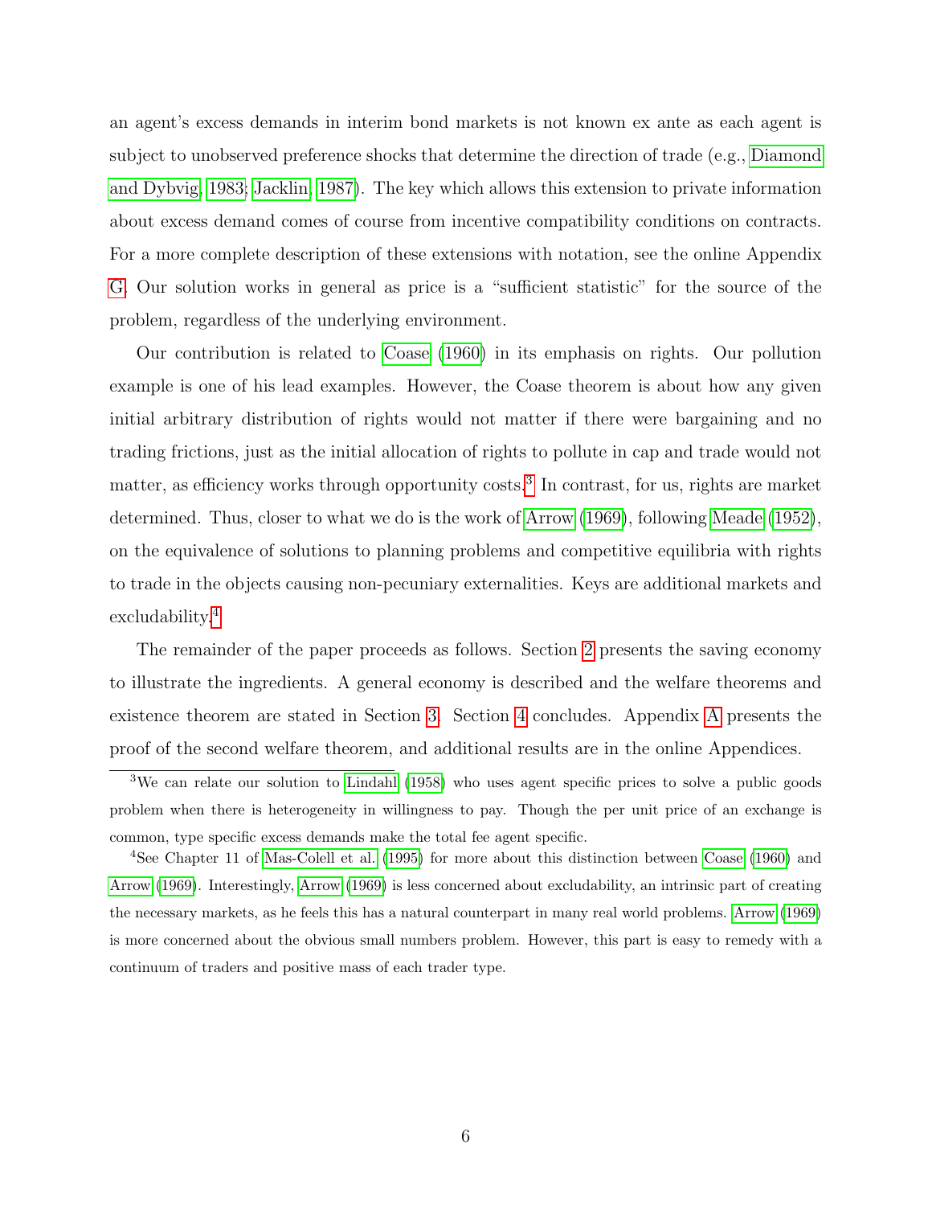an agent's excess demands in interim bond markets is not known ex ante as each agent is subject to unobserved preference shocks that determine the direction of trade (e.g., Diamond and Dybvig, 1983; Jacklin, 1987). The key which allows this extension to private information about excess demand comes of course from incentive compatibility conditions on contracts. For a more complete description of these extensions with notation, see the online Appendix G. Our solution works in general as price is a "sufficient statistic" for the source of the problem, regardless of the underlying environment.

Our contribution is related to Coase (1960) in its emphasis on rights. Our pollution example is one of his lead examples. However, the Coase theorem is about how any given initial arbitrary distribution of rights would not matter if there were bargaining and no trading frictions, just as the initial allocation of rights to pollute in cap and trade would not matter, as efficiency works through opportunity costs.[3] In contrast, for us, rights are market determined. Thus, closer to what we do is the work of Arrow (1969), following Meade (1952), on the equivalence of solutions to planning problems and competitive equilibria with rights to trade in the objects causing non-pecuniary externalities. Keys are additional markets and excludability.[4]

The remainder of the paper proceeds as follows. Section 2 presents the saving economy to illustrate the ingredients. A general economy is described and the welfare theorems and existence theorem are stated in Section 3. Section 4 concludes. Appendix A presents the proof of the second welfare theorem, and additional results are in the online Appendices.

[3] We can relate our solution to Lindahl (1958) who uses agent specific prices to solve a public goods problem when there is heterogeneity in willingness to pay. Though the per unit price of an exchange is common, type specific excess demands make the total fee agent specific.

[4] See Chapter 11 of Mas-Colell et al. (1995) for more about this distinction between Coase (1960) and Arrow (1969). Interestingly, Arrow (1969) is less concerned about excludability, an intrinsic part of creating the necessary markets, as he feels this has a natural counterpart in many real world problems. Arrow (1969) is more concerned about the obvious small numbers problem. However, this part is easy to remedy with a continuum of traders and positive mass of each trader type.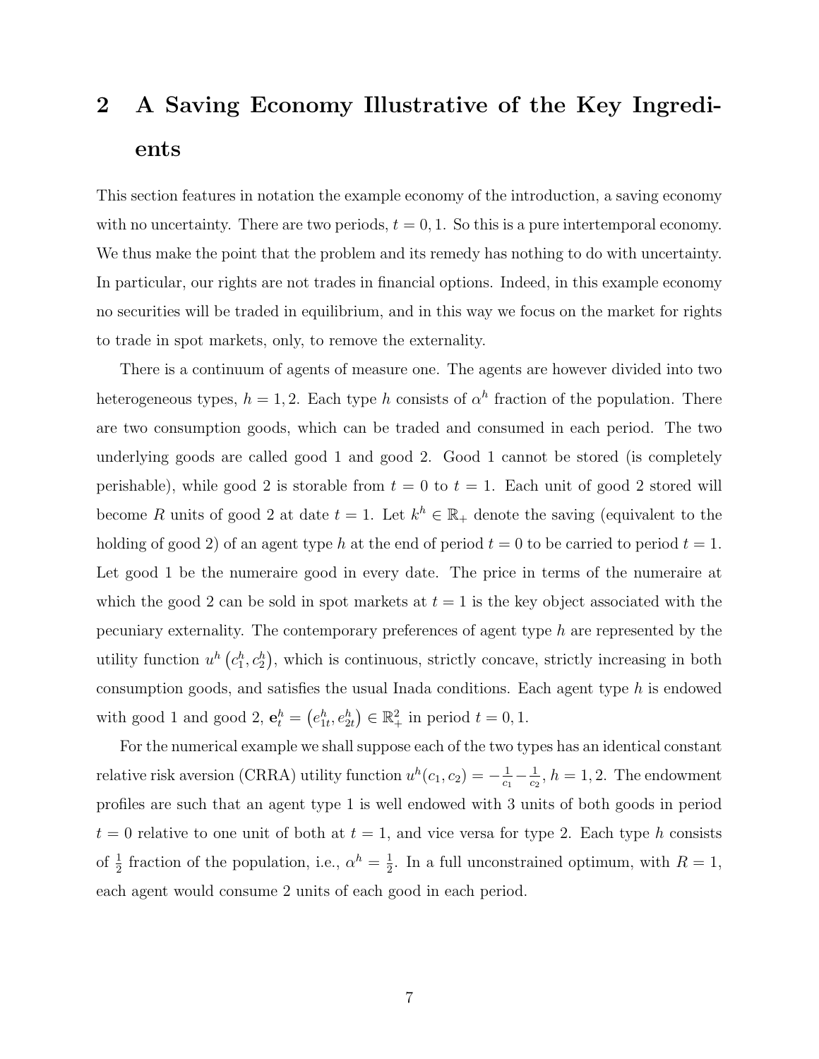## 2 A Saving Economy Illustrative of the Key Ingredients

This section features in notation the example economy of the introduction, a saving economy with no uncertainty. There are two periods, $t = 0, 1$. So this is a pure intertemporal economy. We thus make the point that the problem and its remedy has nothing to do with uncertainty. In particular, our rights are not trades in financial options. Indeed, in this example economy no securities will be traded in equilibrium, and in this way we focus on the market for rights to trade in spot markets, only, to remove the externality.

There is a continuum of agents of measure one. The agents are however divided into two heterogeneous types, $h = 1, 2$. Each type $h$ consists of $\alpha^h$ fraction of the population. There are two consumption goods, which can be traded and consumed in each period. The two underlying goods are called good 1 and good 2. Good 1 cannot be stored (is completely perishable), while good 2 is storable from $t = 0$ to $t = 1$. Each unit of good 2 stored will become $R$ units of good 2 at date $t = 1$. Let $k^h \in \mathbb{R}_+$ denote the saving (equivalent to the holding of good 2) of an agent type $h$ at the end of period $t = 0$ to be carried to period $t = 1$. Let good 1 be the numeraire good in every date. The price in terms of the numeraire at which the good 2 can be sold in spot markets at $t = 1$ is the key object associated with the pecuniary externality. The contemporary preferences of agent type $h$ are represented by the utility function $u^h\left(c_1^h, c_2^h\right)$, which is continuous, strictly concave, strictly increasing in both consumption goods, and satisfies the usual Inada conditions. Each agent type $h$ is endowed with good 1 and good 2, $\mathbf{e}_t^h = \left(e_{1t}^h, e_{2t}^h\right) \in \mathbb{R}_+^2$ in period $t = 0, 1$.

For the numerical example we shall suppose each of the two types has an identical constant relative risk aversion (CRRA) utility function $u^h(c_1, c_2) = -\frac{1}{c_1} - \frac{1}{c_2}$, $h = 1, 2$. The endowment profiles are such that an agent type 1 is well endowed with 3 units of both goods in period $t = 0$ relative to one unit of both at $t = 1$, and vice versa for type 2. Each type $h$ consists of $\frac{1}{2}$ fraction of the population, i.e., $\alpha^h = \frac{1}{2}$. In a full unconstrained optimum, with $R = 1$, each agent would consume 2 units of each good in each period.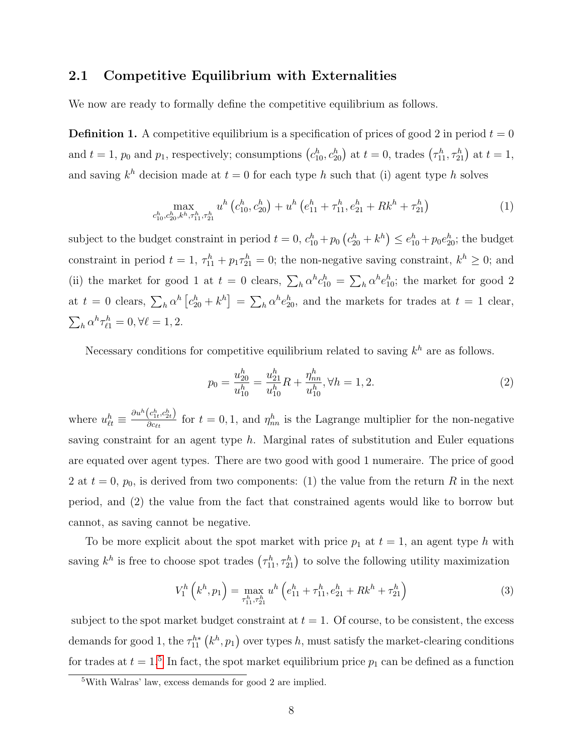## 2.1 Competitive Equilibrium with Externalities

We now are ready to formally define the competitive equilibrium as follows.

**Definition 1.** A competitive equilibrium is a specification of prices of good 2 in period $t = 0$ and $t = 1$, $p_0$ and $p_1$, respectively; consumptions $\left(c_{10}^h, c_{20}^h\right)$ at $t = 0$, trades $\left(\tau_{11}^h, \tau_{21}^h\right)$ at $t = 1$, and saving $k^h$ decision made at $t = 0$ for each type $h$ such that (i) agent type $h$ solves

$$\max_{c_{10}^h, c_{20}^h, k^h, \tau_{11}^h, \tau_{21}^h} u^h\left(c_{10}^h, c_{20}^h\right) + u^h\left(e_{11}^h + \tau_{11}^h, e_{21}^h + Rk^h + \tau_{21}^h\right) \tag{1}$$

subject to the budget constraint in period $t = 0$, $c_{10}^h + p_0\left(c_{20}^h + k^h\right) \leq e_{10}^h + p_0 e_{20}^h$; the budget constraint in period $t = 1$, $\tau_{11}^h + p_1 \tau_{21}^h = 0$; the non-negative saving constraint, $k^h \geq 0$; and (ii) the market for good 1 at $t = 0$ clears, $\sum_h \alpha^h c_{10}^h = \sum_h \alpha^h e_{10}^h$; the market for good 2 at $t = 0$ clears, $\sum_h \alpha^h \left[c_{20}^h + k^h\right] = \sum_h \alpha^h e_{20}^h$, and the markets for trades at $t = 1$ clear, $\sum_h \alpha^h \tau_{\ell 1}^h = 0, \forall \ell = 1, 2$.

Necessary conditions for competitive equilibrium related to saving $k^h$ are as follows.

$$p_0 = \frac{u_{20}^h}{u_{10}^h} = \frac{u_{21}^h}{u_{10}^h} R + \frac{\eta_{nn}^h}{u_{10}^h}, \forall h = 1, 2. \tag{2}$$

where $u_{\ell t}^h \equiv \frac{\partial u^h\left(c_{1t}^h, c_{2t}^h\right)}{\partial c_{\ell t}}$ for $t = 0, 1$, and $\eta_{nn}^h$ is the Lagrange multiplier for the non-negative saving constraint for an agent type $h$. Marginal rates of substitution and Euler equations are equated over agent types. There are two good with good 1 numeraire. The price of good 2 at $t = 0$, $p_0$, is derived from two components: (1) the value from the return $R$ in the next period, and (2) the value from the fact that constrained agents would like to borrow but cannot, as saving cannot be negative.

To be more explicit about the spot market with price $p_1$ at $t = 1$, an agent type $h$ with saving $k^h$ is free to choose spot trades $\left(\tau_{11}^h, \tau_{21}^h\right)$ to solve the following utility maximization

$$V_1^h\left(k^h, p_1\right) = \max_{\tau_{11}^h, \tau_{21}^h} u^h\left(e_{11}^h + \tau_{11}^h, e_{21}^h + Rk^h + \tau_{21}^h\right) \tag{3}$$

subject to the spot market budget constraint at $t = 1$. Of course, to be consistent, the excess demands for good 1, the $\tau_{11}^{h*}\left(k^h, p_1\right)$ over types $h$, must satisfy the market-clearing conditions for trades at $t = 1$.[5] In fact, the spot market equilibrium price $p_1$ can be defined as a function

[5] With Walras' law, excess demands for good 2 are implied.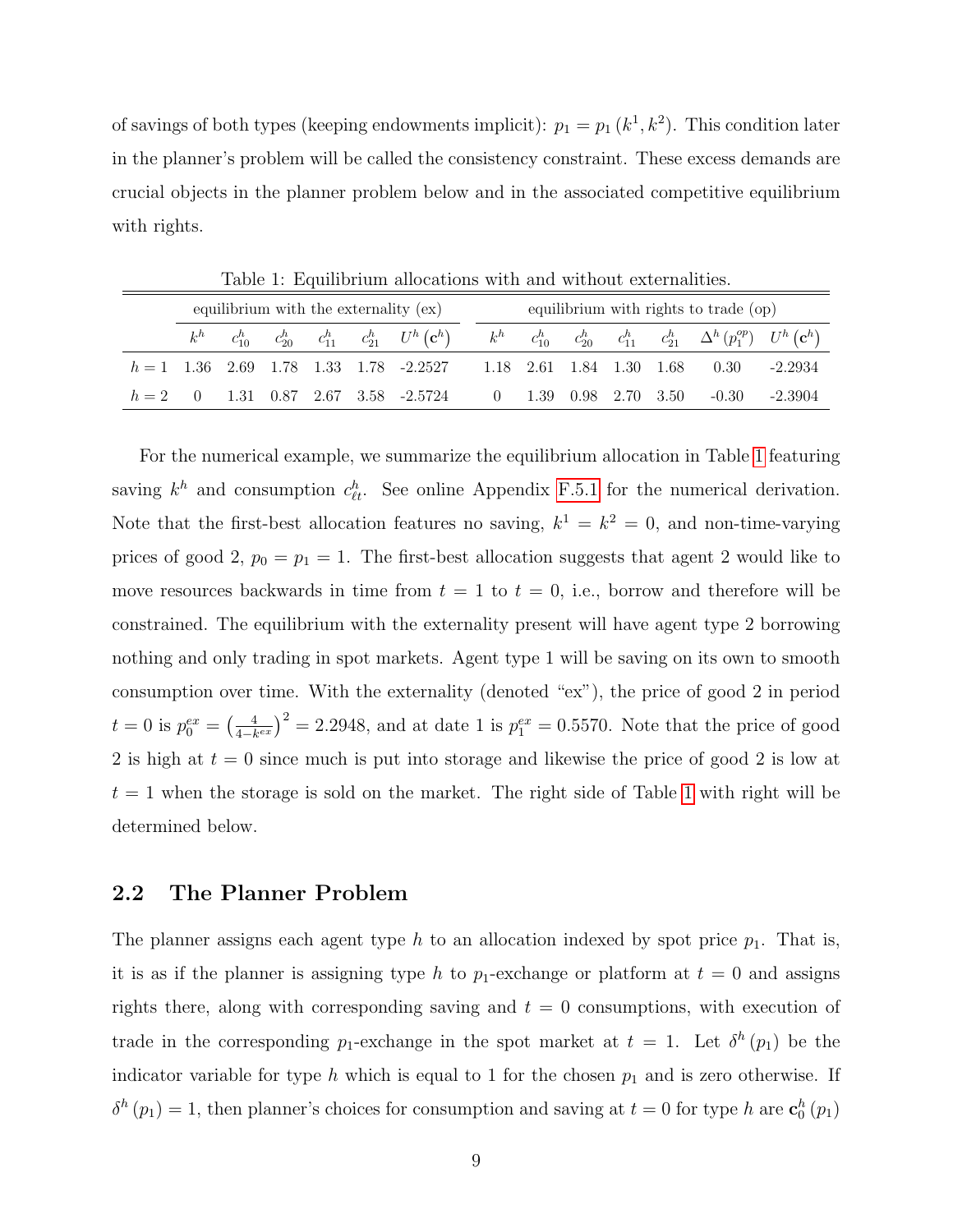of savings of both types (keeping endowments implicit): $p_1 = p_1(k^1, k^2)$. This condition later in the planner's problem will be called the consistency constraint. These excess demands are crucial objects in the planner problem below and in the associated competitive equilibrium with rights.

Table 1: Equilibrium allocations with and without externalities.

| | equilibrium with the externality (ex) | | | | | | equilibrium with rights to trade (op) | | | | | | |
|---|---|---|---|---|---|---|---|---|---|---|---|---|---|
| | $k^h$ | $c^h_{10}$ | $c^h_{20}$ | $c^h_{11}$ | $c^h_{21}$ | $U^h(\mathbf{c}^h)$ | $k^h$ | $c^h_{10}$ | $c^h_{20}$ | $c^h_{11}$ | $c^h_{21}$ | $\Delta^h(p^{op}_1)$ | $U^h(\mathbf{c}^h)$ |
| $h=1$ | 1.36 | 2.69 | 1.78 | 1.33 | 1.78 | -2.2527 | 1.18 | 2.61 | 1.84 | 1.30 | 1.68 | 0.30 | -2.2934 |
| $h=2$ | 0 | 1.31 | 0.87 | 2.67 | 3.58 | -2.5724 | 0 | 1.39 | 0.98 | 2.70 | 3.50 | -0.30 | -2.3904 |

For the numerical example, we summarize the equilibrium allocation in Table 1 featuring saving $k^h$ and consumption $c^h_{\ell t}$. See online Appendix F.5.1 for the numerical derivation. Note that the first-best allocation features no saving, $k^1 = k^2 = 0$, and non-time-varying prices of good 2, $p_0 = p_1 = 1$. The first-best allocation suggests that agent 2 would like to move resources backwards in time from $t = 1$ to $t = 0$, i.e., borrow and therefore will be constrained. The equilibrium with the externality present will have agent type 2 borrowing nothing and only trading in spot markets. Agent type 1 will be saving on its own to smooth consumption over time. With the externality (denoted "ex"), the price of good 2 in period $t = 0$ is $p^{ex}_0 = \left(\frac{4}{4-k^{ex}}\right)^2 = 2.2948$, and at date 1 is $p^{ex}_1 = 0.5570$. Note that the price of good 2 is high at $t = 0$ since much is put into storage and likewise the price of good 2 is low at $t = 1$ when the storage is sold on the market. The right side of Table 1 with right will be determined below.

## 2.2 The Planner Problem

The planner assigns each agent type $h$ to an allocation indexed by spot price $p_1$. That is, it is as if the planner is assigning type $h$ to $p_1$-exchange or platform at $t = 0$ and assigns rights there, along with corresponding saving and $t = 0$ consumptions, with execution of trade in the corresponding $p_1$-exchange in the spot market at $t = 1$. Let $\delta^h(p_1)$ be the indicator variable for type $h$ which is equal to 1 for the chosen $p_1$ and is zero otherwise. If $\delta^h(p_1) = 1$, then planner's choices for consumption and saving at $t = 0$ for type $h$ are $\mathbf{c}^h_0(p_1)$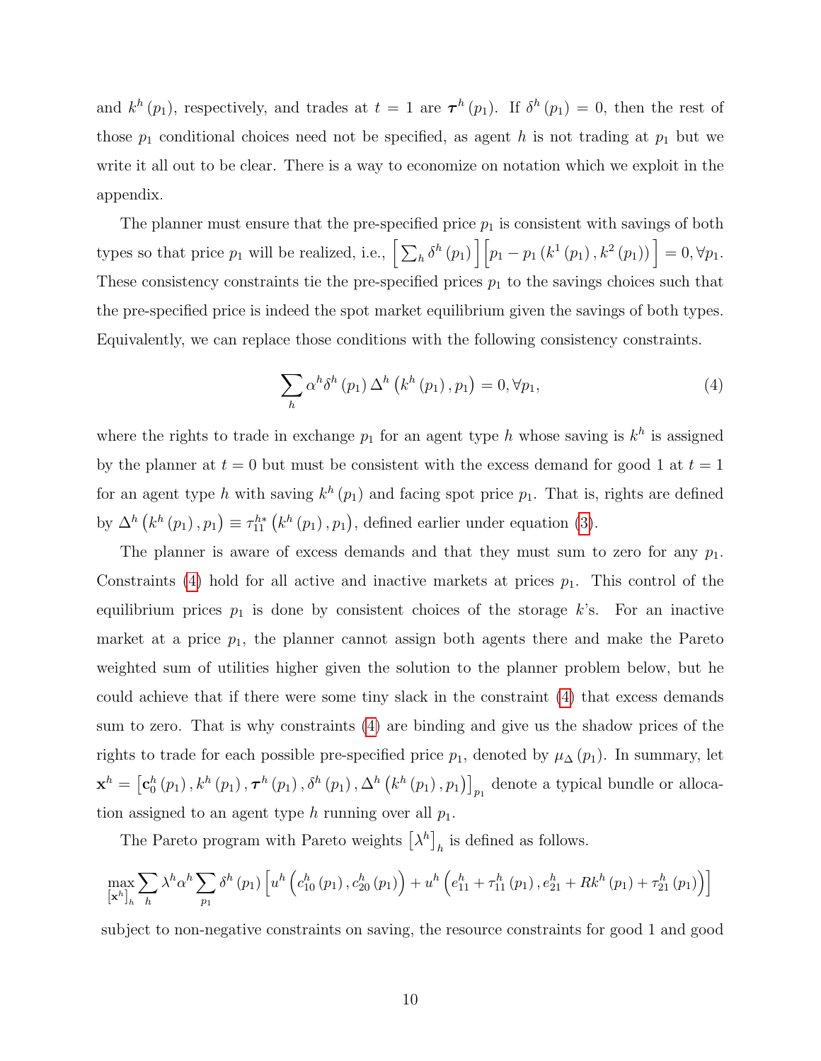and $k^h(p_1)$, respectively, and trades at $t = 1$ are $\boldsymbol{\tau}^h(p_1)$. If $\delta^h(p_1) = 0$, then the rest of those $p_1$ conditional choices need not be specified, as agent $h$ is not trading at $p_1$ but we write it all out to be clear. There is a way to economize on notation which we exploit in the appendix.

The planner must ensure that the pre-specified price $p_1$ is consistent with savings of both types so that price $p_1$ will be realized, i.e., $\left[\sum_h \delta^h(p_1)\right]\left[p_1 - p_1\left(k^1(p_1), k^2(p_1)\right)\right] = 0, \forall p_1$. These consistency constraints tie the pre-specified prices $p_1$ to the savings choices such that the pre-specified price is indeed the spot market equilibrium given the savings of both types. Equivalently, we can replace those conditions with the following consistency constraints.

$$\sum_h \alpha^h \delta^h(p_1) \Delta^h\left(k^h(p_1), p_1\right) = 0, \forall p_1, \tag{4}$$

where the rights to trade in exchange $p_1$ for an agent type $h$ whose saving is $k^h$ is assigned by the planner at $t = 0$ but must be consistent with the excess demand for good 1 at $t = 1$ for an agent type $h$ with saving $k^h(p_1)$ and facing spot price $p_1$. That is, rights are defined by $\Delta^h\left(k^h(p_1), p_1\right) \equiv \tau_{11}^{h*}\left(k^h(p_1), p_1\right)$, defined earlier under equation (3).

The planner is aware of excess demands and that they must sum to zero for any $p_1$. Constraints (4) hold for all active and inactive markets at prices $p_1$. This control of the equilibrium prices $p_1$ is done by consistent choices of the storage $k$'s. For an inactive market at a price $p_1$, the planner cannot assign both agents there and make the Pareto weighted sum of utilities higher given the solution to the planner problem below, but he could achieve that if there were some tiny slack in the constraint (4) that excess demands sum to zero. That is why constraints (4) are binding and give us the shadow prices of the rights to trade for each possible pre-specified price $p_1$, denoted by $\mu_\Delta(p_1)$. In summary, let $\mathbf{x}^h = \left[\mathbf{c}_0^h(p_1), k^h(p_1), \boldsymbol{\tau}^h(p_1), \delta^h(p_1), \Delta^h\left(k^h(p_1), p_1\right)\right]_{p_1}$ denote a typical bundle or allocation assigned to an agent type $h$ running over all $p_1$.

The Pareto program with Pareto weights $\left[\lambda^h\right]_h$ is defined as follows.

$$\max_{\left[\mathbf{x}^h\right]_h} \sum_h \lambda^h \alpha^h \sum_{p_1} \delta^h(p_1)\left[u^h\left(c_{10}^h(p_1), c_{20}^h(p_1)\right) + u^h\left(e_{11}^h + \tau_{11}^h(p_1), e_{21}^h + Rk^h(p_1) + \tau_{21}^h(p_1)\right)\right]$$

subject to non-negative constraints on saving, the resource constraints for good 1 and good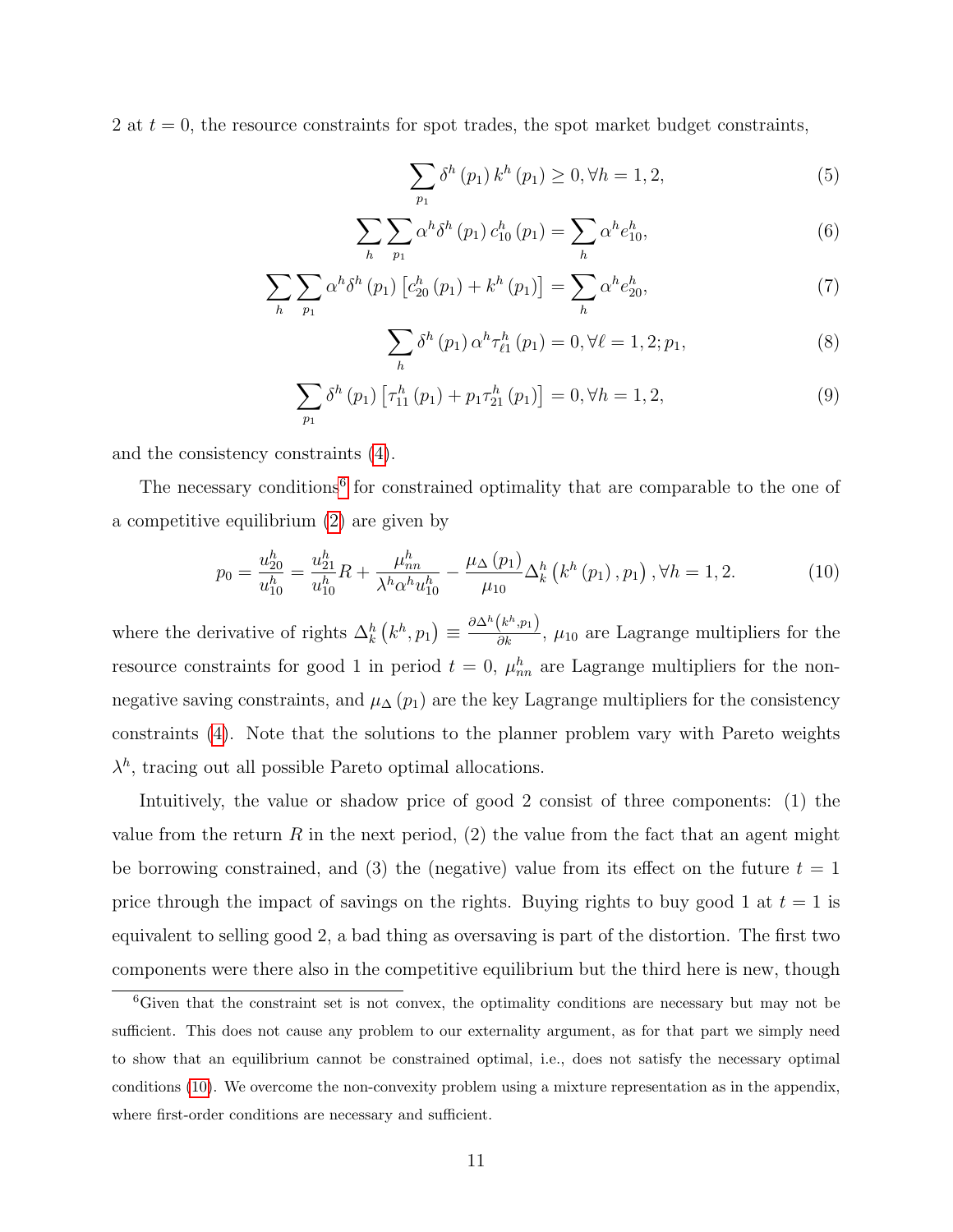2 at $t = 0$, the resource constraints for spot trades, the spot market budget constraints,

$$\sum_{p_1} \delta^h(p_1) k^h(p_1) \geq 0, \forall h = 1, 2, \tag{5}$$

$$\sum_h \sum_{p_1} \alpha^h \delta^h(p_1) c_{10}^h(p_1) = \sum_h \alpha^h e_{10}^h, \tag{6}$$

$$\sum_h \sum_{p_1} \alpha^h \delta^h(p_1) \left[ c_{20}^h(p_1) + k^h(p_1) \right] = \sum_h \alpha^h e_{20}^h, \tag{7}$$

$$\sum_h \delta^h(p_1) \alpha^h \tau_{\ell 1}^h(p_1) = 0, \forall \ell = 1, 2; p_1, \tag{8}$$

$$\sum_{p_1} \delta^h(p_1) \left[ \tau_{11}^h(p_1) + p_1 \tau_{21}^h(p_1) \right] = 0, \forall h = 1, 2, \tag{9}$$

and the consistency constraints (4).

The necessary conditions[6] for constrained optimality that are comparable to the one of a competitive equilibrium (2) are given by

$$p_0 = \frac{u_{20}^h}{u_{10}^h} = \frac{u_{21}^h}{u_{10}^h} R + \frac{\mu_{nn}^h}{\lambda^h \alpha^h u_{10}^h} - \frac{\mu_\Delta(p_1)}{\mu_{10}} \Delta_k^h\left(k^h(p_1), p_1\right), \forall h = 1, 2. \tag{10}$$

where the derivative of rights $\Delta_k^h\left(k^h, p_1\right) \equiv \frac{\partial \Delta^h\left(k^h, p_1\right)}{\partial k}$, $\mu_{10}$ are Lagrange multipliers for the resource constraints for good 1 in period $t = 0$, $\mu_{nn}^h$ are Lagrange multipliers for the non-negative saving constraints, and $\mu_\Delta(p_1)$ are the key Lagrange multipliers for the consistency constraints (4). Note that the solutions to the planner problem vary with Pareto weights $\lambda^h$, tracing out all possible Pareto optimal allocations.

Intuitively, the value or shadow price of good 2 consist of three components: (1) the value from the return $R$ in the next period, (2) the value from the fact that an agent might be borrowing constrained, and (3) the (negative) value from its effect on the future $t = 1$ price through the impact of savings on the rights. Buying rights to buy good 1 at $t = 1$ is equivalent to selling good 2, a bad thing as oversaving is part of the distortion. The first two components were there also in the competitive equilibrium but the third here is new, though

[6] Given that the constraint set is not convex, the optimality conditions are necessary but may not be sufficient. This does not cause any problem to our externality argument, as for that part we simply need to show that an equilibrium cannot be constrained optimal, i.e., does not satisfy the necessary optimal conditions (10). We overcome the non-convexity problem using a mixture representation as in the appendix, where first-order conditions are necessary and sufficient.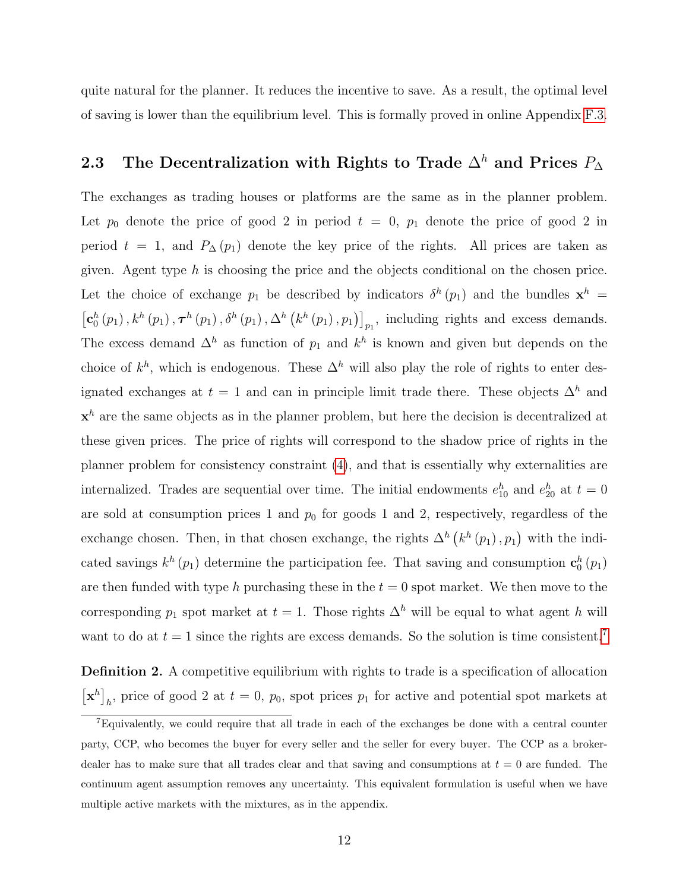quite natural for the planner. It reduces the incentive to save. As a result, the optimal level of saving is lower than the equilibrium level. This is formally proved in online Appendix F.3.

## 2.3 The Decentralization with Rights to Trade $\Delta^h$ and Prices $P_\Delta$

The exchanges as trading houses or platforms are the same as in the planner problem. Let $p_0$ denote the price of good 2 in period $t = 0$, $p_1$ denote the price of good 2 in period $t = 1$, and $P_\Delta(p_1)$ denote the key price of the rights. All prices are taken as given. Agent type $h$ is choosing the price and the objects conditional on the chosen price. Let the choice of exchange $p_1$ be described by indicators $\delta^h(p_1)$ and the bundles $\mathbf{x}^h = \left[\mathbf{c}_0^h(p_1), k^h(p_1), \boldsymbol{\tau}^h(p_1), \delta^h(p_1), \Delta^h\left(k^h(p_1), p_1\right)\right]_{p_1}$, including rights and excess demands. The excess demand $\Delta^h$ as function of $p_1$ and $k^h$ is known and given but depends on the choice of $k^h$, which is endogenous. These $\Delta^h$ will also play the role of rights to enter designated exchanges at $t = 1$ and can in principle limit trade there. These objects $\Delta^h$ and $\mathbf{x}^h$ are the same objects as in the planner problem, but here the decision is decentralized at these given prices. The price of rights will correspond to the shadow price of rights in the planner problem for consistency constraint (4), and that is essentially why externalities are internalized. Trades are sequential over time. The initial endowments $e_{10}^h$ and $e_{20}^h$ at $t = 0$ are sold at consumption prices 1 and $p_0$ for goods 1 and 2, respectively, regardless of the exchange chosen. Then, in that chosen exchange, the rights $\Delta^h\left(k^h(p_1), p_1\right)$ with the indicated savings $k^h(p_1)$ determine the participation fee. That saving and consumption $\mathbf{c}_0^h(p_1)$ are then funded with type $h$ purchasing these in the $t = 0$ spot market. We then move to the corresponding $p_1$ spot market at $t = 1$. Those rights $\Delta^h$ will be equal to what agent $h$ will want to do at $t = 1$ since the rights are excess demands. So the solution is time consistent.[7]

**Definition 2.** A competitive equilibrium with rights to trade is a specification of allocation $\left[\mathbf{x}^h\right]_h$, price of good 2 at $t = 0$, $p_0$, spot prices $p_1$ for active and potential spot markets at

[7] Equivalently, we could require that all trade in each of the exchanges be done with a central counter party, CCP, who becomes the buyer for every seller and the seller for every buyer. The CCP as a broker-dealer has to make sure that all trades clear and that saving and consumptions at $t = 0$ are funded. The continuum agent assumption removes any uncertainty. This equivalent formulation is useful when we have multiple active markets with the mixtures, as in the appendix.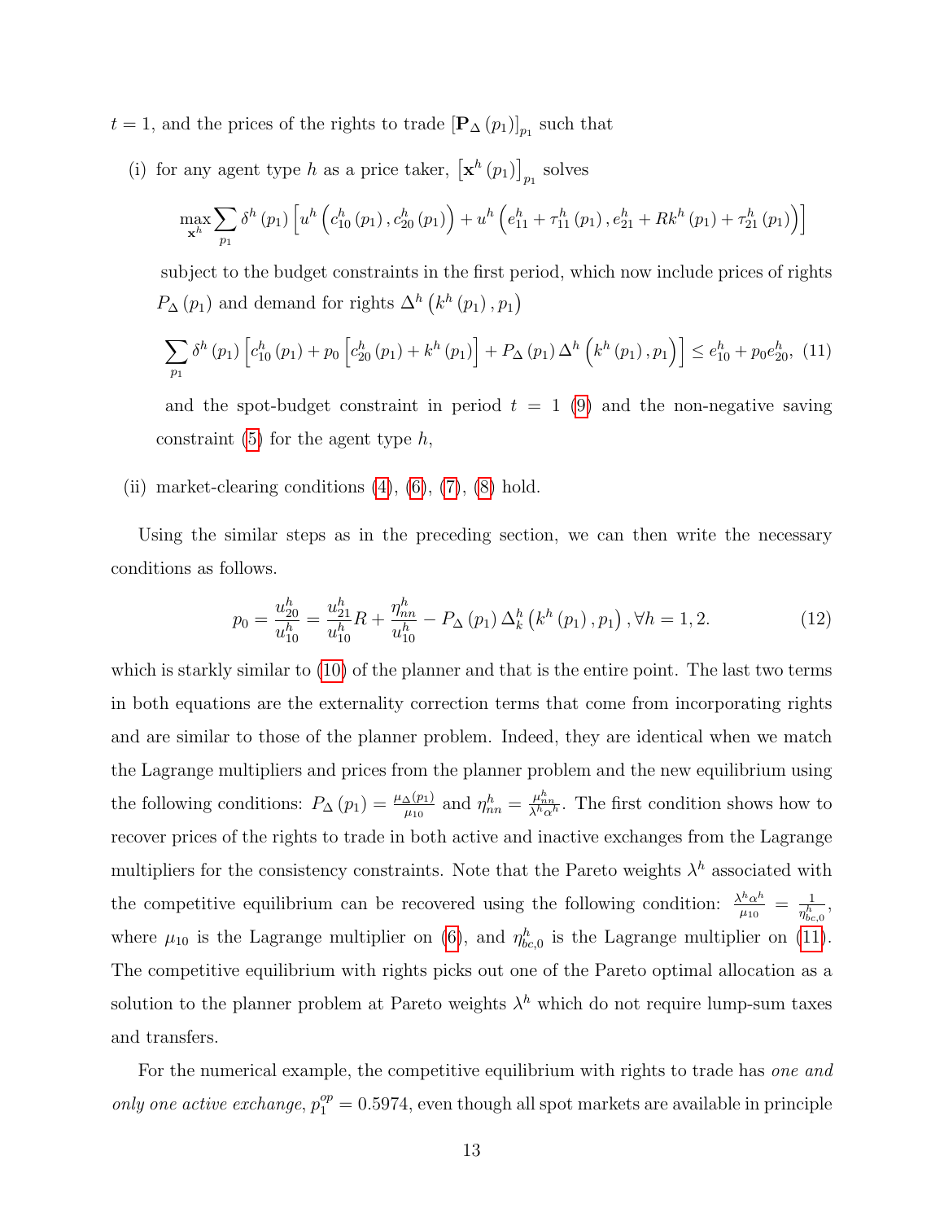$t = 1$, and the prices of the rights to trade $\left[\mathbf{P}_{\Delta}(p_1)\right]_{p_1}$ such that

(i) for any agent type $h$ as a price taker, $\left[\mathbf{x}^h(p_1)\right]_{p_1}$ solves

$$\max_{\mathbf{x}^h} \sum_{p_1} \delta^h(p_1)\left[u^h\left(c_{10}^h(p_1), c_{20}^h(p_1)\right) + u^h\left(e_{11}^h + \tau_{11}^h(p_1), e_{21}^h + Rk^h(p_1) + \tau_{21}^h(p_1)\right)\right]$$

subject to the budget constraints in the first period, which now include prices of rights $P_{\Delta}(p_1)$ and demand for rights $\Delta^h\left(k^h(p_1), p_1\right)$

$$\sum_{p_1} \delta^h(p_1)\left[c_{10}^h(p_1) + p_0\left[c_{20}^h(p_1) + k^h(p_1)\right] + P_{\Delta}(p_1)\Delta^h\left(k^h(p_1), p_1\right)\right] \leq e_{10}^h + p_0 e_{20}^h, \quad (11)$$

and the spot-budget constraint in period $t = 1$ (9) and the non-negative saving constraint (5) for the agent type $h$,

(ii) market-clearing conditions (4), (6), (7), (8) hold.

Using the similar steps as in the preceding section, we can then write the necessary conditions as follows.

$$p_0 = \frac{u_{20}^h}{u_{10}^h} = \frac{u_{21}^h}{u_{10}^h}R + \frac{\eta_{nn}^h}{u_{10}^h} - P_{\Delta}(p_1)\Delta_k^h\left(k^h(p_1), p_1\right), \forall h = 1, 2. \quad (12)$$

which is starkly similar to (10) of the planner and that is the entire point. The last two terms in both equations are the externality correction terms that come from incorporating rights and are similar to those of the planner problem. Indeed, they are identical when we match the Lagrange multipliers and prices from the planner problem and the new equilibrium using the following conditions: $P_{\Delta}(p_1) = \frac{\mu_{\Delta}(p_1)}{\mu_{10}}$ and $\eta_{nn}^h = \frac{\mu_{nn}^h}{\lambda^h \alpha^h}$. The first condition shows how to recover prices of the rights to trade in both active and inactive exchanges from the Lagrange multipliers for the consistency constraints. Note that the Pareto weights $\lambda^h$ associated with the competitive equilibrium can be recovered using the following condition: $\frac{\lambda^h \alpha^h}{\mu_{10}} = \frac{1}{\eta_{bc,0}^h}$, where $\mu_{10}$ is the Lagrange multiplier on (6), and $\eta_{bc,0}^h$ is the Lagrange multiplier on (11). The competitive equilibrium with rights picks out one of the Pareto optimal allocation as a solution to the planner problem at Pareto weights $\lambda^h$ which do not require lump-sum taxes and transfers.

For the numerical example, the competitive equilibrium with rights to trade has *one and only one active exchange*, $p_1^{op} = 0.5974$, even though all spot markets are available in principle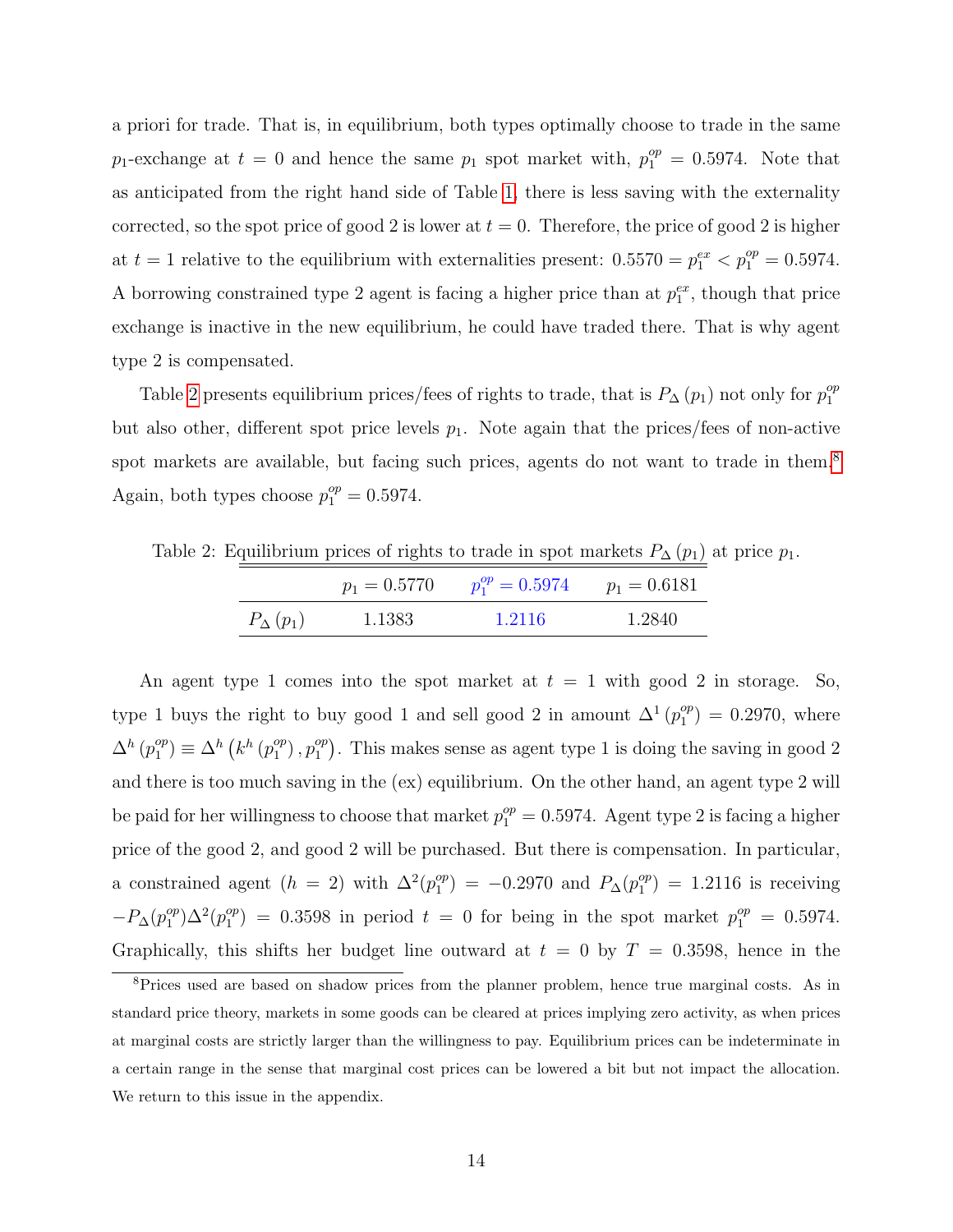a priori for trade. That is, in equilibrium, both types optimally choose to trade in the same $p_1$-exchange at $t = 0$ and hence the same $p_1$ spot market with, $p_1^{op} = 0.5974$. Note that as anticipated from the right hand side of Table 1, there is less saving with the externality corrected, so the spot price of good 2 is lower at $t = 0$. Therefore, the price of good 2 is higher at $t = 1$ relative to the equilibrium with externalities present: $0.5570 = p_1^{ex} < p_1^{op} = 0.5974$. A borrowing constrained type 2 agent is facing a higher price than at $p_1^{ex}$, though that price exchange is inactive in the new equilibrium, he could have traded there. That is why agent type 2 is compensated.

Table 2 presents equilibrium prices/fees of rights to trade, that is $P_\Delta(p_1)$ not only for $p_1^{op}$ but also other, different spot price levels $p_1$. Note again that the prices/fees of non-active spot markets are available, but facing such prices, agents do not want to trade in them.[8] Again, both types choose $p_1^{op} = 0.5974$.

Table 2: Equilibrium prices of rights to trade in spot markets $P_\Delta(p_1)$ at price $p_1$.

| | $p_1 = 0.5770$ | $p_1^{op} = 0.5974$ | $p_1 = 0.6181$ |
|---|---|---|---|
| $P_\Delta(p_1)$ | 1.1383 | 1.2116 | 1.2840 |

An agent type 1 comes into the spot market at $t = 1$ with good 2 in storage. So, type 1 buys the right to buy good 1 and sell good 2 in amount $\Delta^1(p_1^{op}) = 0.2970$, where $\Delta^h(p_1^{op}) \equiv \Delta^h\left(k^h(p_1^{op}), p_1^{op}\right)$. This makes sense as agent type 1 is doing the saving in good 2 and there is too much saving in the (ex) equilibrium. On the other hand, an agent type 2 will be paid for her willingness to choose that market $p_1^{op} = 0.5974$. Agent type 2 is facing a higher price of the good 2, and good 2 will be purchased. But there is compensation. In particular, a constrained agent ($h = 2$) with $\Delta^2(p_1^{op}) = -0.2970$ and $P_\Delta(p_1^{op}) = 1.2116$ is receiving $-P_\Delta(p_1^{op})\Delta^2(p_1^{op}) = 0.3598$ in period $t = 0$ for being in the spot market $p_1^{op} = 0.5974$. Graphically, this shifts her budget line outward at $t = 0$ by $T = 0.3598$, hence in the

[8] Prices used are based on shadow prices from the planner problem, hence true marginal costs. As in standard price theory, markets in some goods can be cleared at prices implying zero activity, as when prices at marginal costs are strictly larger than the willingness to pay. Equilibrium prices can be indeterminate in a certain range in the sense that marginal cost prices can be lowered a bit but not impact the allocation. We return to this issue in the appendix.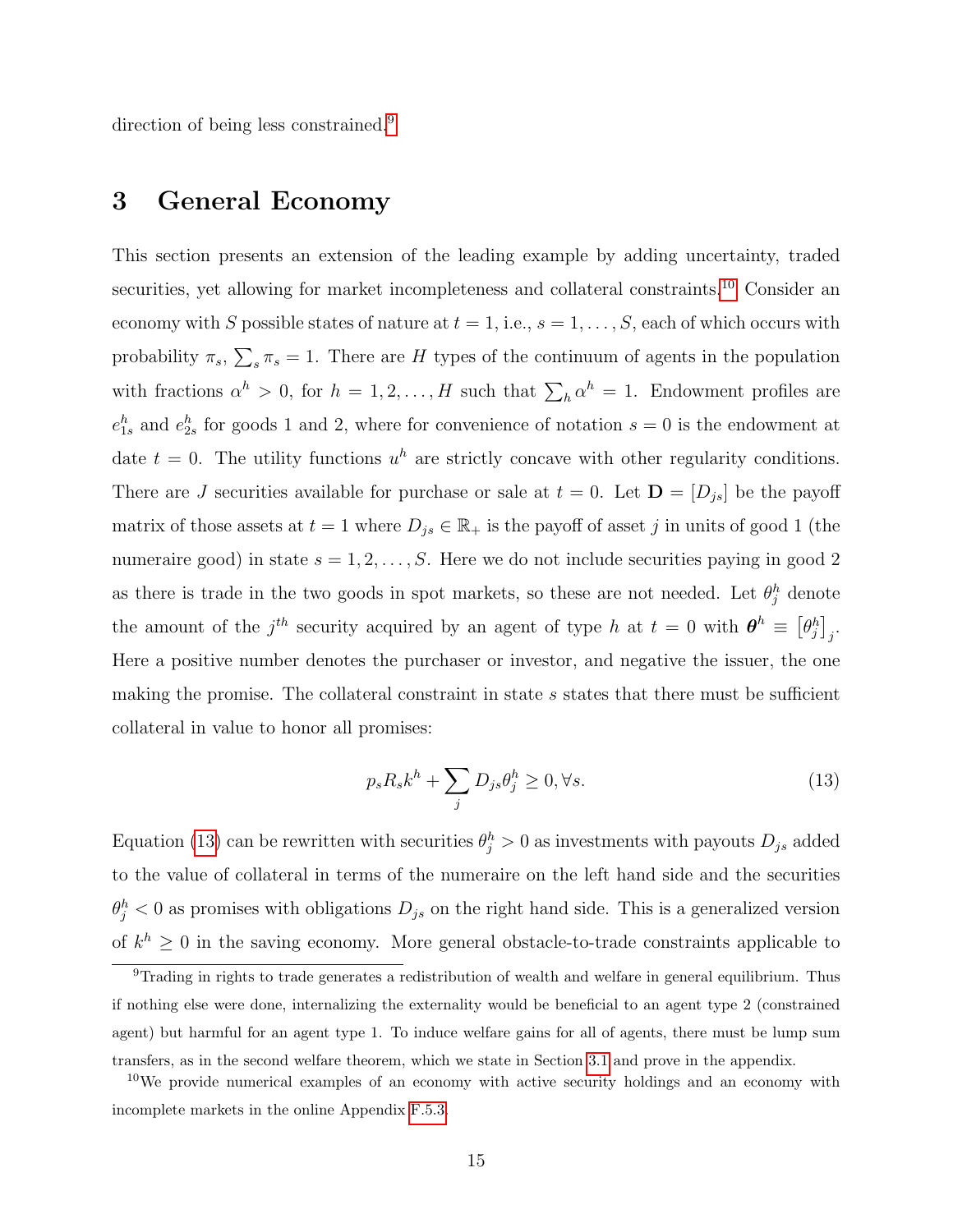direction of being less constrained.[9]

## 3 General Economy

This section presents an extension of the leading example by adding uncertainty, traded securities, yet allowing for market incompleteness and collateral constraints.[10] Consider an economy with $S$ possible states of nature at $t = 1$, i.e., $s = 1, \ldots, S$, each of which occurs with probability $\pi_s$, $\sum_s \pi_s = 1$. There are $H$ types of the continuum of agents in the population with fractions $\alpha^h > 0$, for $h = 1, 2, \ldots, H$ such that $\sum_h \alpha^h = 1$. Endowment profiles are $e^h_{1s}$ and $e^h_{2s}$ for goods 1 and 2, where for convenience of notation $s = 0$ is the endowment at date $t = 0$. The utility functions $u^h$ are strictly concave with other regularity conditions. There are $J$ securities available for purchase or sale at $t = 0$. Let $\mathbf{D} = [D_{js}]$ be the payoff matrix of those assets at $t = 1$ where $D_{js} \in \mathbb{R}_+$ is the payoff of asset $j$ in units of good 1 (the numeraire good) in state $s = 1, 2, \ldots, S$. Here we do not include securities paying in good 2 as there is trade in the two goods in spot markets, so these are not needed. Let $\theta^h_j$ denote the amount of the $j^{th}$ security acquired by an agent of type $h$ at $t = 0$ with $\boldsymbol{\theta}^h \equiv \left[\theta^h_j\right]_j$. Here a positive number denotes the purchaser or investor, and negative the issuer, the one making the promise. The collateral constraint in state $s$ states that there must be sufficient collateral in value to honor all promises:

$$p_s R_s k^h + \sum_j D_{js} \theta^h_j \geq 0, \forall s. \tag{13}$$

Equation (13) can be rewritten with securities $\theta^h_j > 0$ as investments with payouts $D_{js}$ added to the value of collateral in terms of the numeraire on the left hand side and the securities $\theta^h_j < 0$ as promises with obligations $D_{js}$ on the right hand side. This is a generalized version of $k^h \geq 0$ in the saving economy. More general obstacle-to-trade constraints applicable to

[9] Trading in rights to trade generates a redistribution of wealth and welfare in general equilibrium. Thus if nothing else were done, internalizing the externality would be beneficial to an agent type 2 (constrained agent) but harmful for an agent type 1. To induce welfare gains for all of agents, there must be lump sum transfers, as in the second welfare theorem, which we state in Section 3.1 and prove in the appendix.

[10] We provide numerical examples of an economy with active security holdings and an economy with incomplete markets in the online Appendix F.5.3.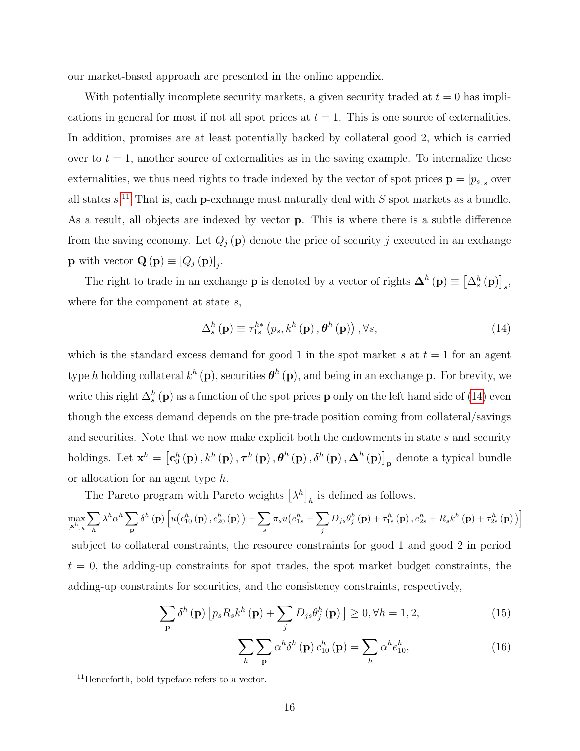our market-based approach are presented in the online appendix.

With potentially incomplete security markets, a given security traded at $t = 0$ has implications in general for most if not all spot prices at $t = 1$. This is one source of externalities. In addition, promises are at least potentially backed by collateral good 2, which is carried over to $t = 1$, another source of externalities as in the saving example. To internalize these externalities, we thus need rights to trade indexed by the vector of spot prices $\mathbf{p} = [p_s]_s$ over all states $s$.[11] That is, each $\mathbf{p}$-exchange must naturally deal with $S$ spot markets as a bundle. As a result, all objects are indexed by vector $\mathbf{p}$. This is where there is a subtle difference from the saving economy. Let $Q_j(\mathbf{p})$ denote the price of security $j$ executed in an exchange $\mathbf{p}$ with vector $\mathbf{Q}(\mathbf{p}) \equiv [Q_j(\mathbf{p})]_j$.

The right to trade in an exchange $\mathbf{p}$ is denoted by a vector of rights $\boldsymbol{\Delta}^h(\mathbf{p}) \equiv [\Delta^h_s(\mathbf{p})]_s$, where for the component at state $s$,

$$\Delta^h_s(\mathbf{p}) \equiv \tau^{h*}_{1s}\left(p_s, k^h(\mathbf{p}), \boldsymbol{\theta}^h(\mathbf{p})\right), \forall s, \tag{14}$$

which is the standard excess demand for good 1 in the spot market $s$ at $t = 1$ for an agent type $h$ holding collateral $k^h(\mathbf{p})$, securities $\boldsymbol{\theta}^h(\mathbf{p})$, and being in an exchange $\mathbf{p}$. For brevity, we write this right $\Delta^h_s(\mathbf{p})$ as a function of the spot prices $\mathbf{p}$ only on the left hand side of (14) even though the excess demand depends on the pre-trade position coming from collateral/savings and securities. Note that we now make explicit both the endowments in state $s$ and security holdings. Let $\mathbf{x}^h = \left[\mathbf{c}^h_0(\mathbf{p}), k^h(\mathbf{p}), \boldsymbol{\tau}^h(\mathbf{p}), \boldsymbol{\theta}^h(\mathbf{p}), \delta^h(\mathbf{p}), \boldsymbol{\Delta}^h(\mathbf{p})\right]_{\mathbf{p}}$ denote a typical bundle or allocation for an agent type $h$.

The Pareto program with Pareto weights $\left[\lambda^h\right]_h$ is defined as follows.

$$\max_{[\mathbf{x}^h]_h} \sum_h \lambda^h \alpha^h \sum_{\mathbf{p}} \delta^h(\mathbf{p}) \left[ u\big(c^h_{10}(\mathbf{p}), c^h_{20}(\mathbf{p})\big) + \sum_s \pi_s u\big(e^h_{1s} + \sum_j D_{js}\theta^h_j(\mathbf{p}) + \tau^h_{1s}(\mathbf{p}), e^h_{2s} + R_s k^h(\mathbf{p}) + \tau^h_{2s}(\mathbf{p})\big) \right]$$

subject to collateral constraints, the resource constraints for good 1 and good 2 in period $t = 0$, the adding-up constraints for spot trades, the spot market budget constraints, the adding-up constraints for securities, and the consistency constraints, respectively,

$$\sum_{\mathbf{p}} \delta^h(\mathbf{p}) \left[ p_s R_s k^h(\mathbf{p}) + \sum_j D_{js}\theta^h_j(\mathbf{p}) \right] \geq 0, \forall h = 1, 2, \tag{15}$$

$$\sum_h \sum_{\mathbf{p}} \alpha^h \delta^h(\mathbf{p}) c^h_{10}(\mathbf{p}) = \sum_h \alpha^h e^h_{10}, \tag{16}$$

[11] Henceforth, bold typeface refers to a vector.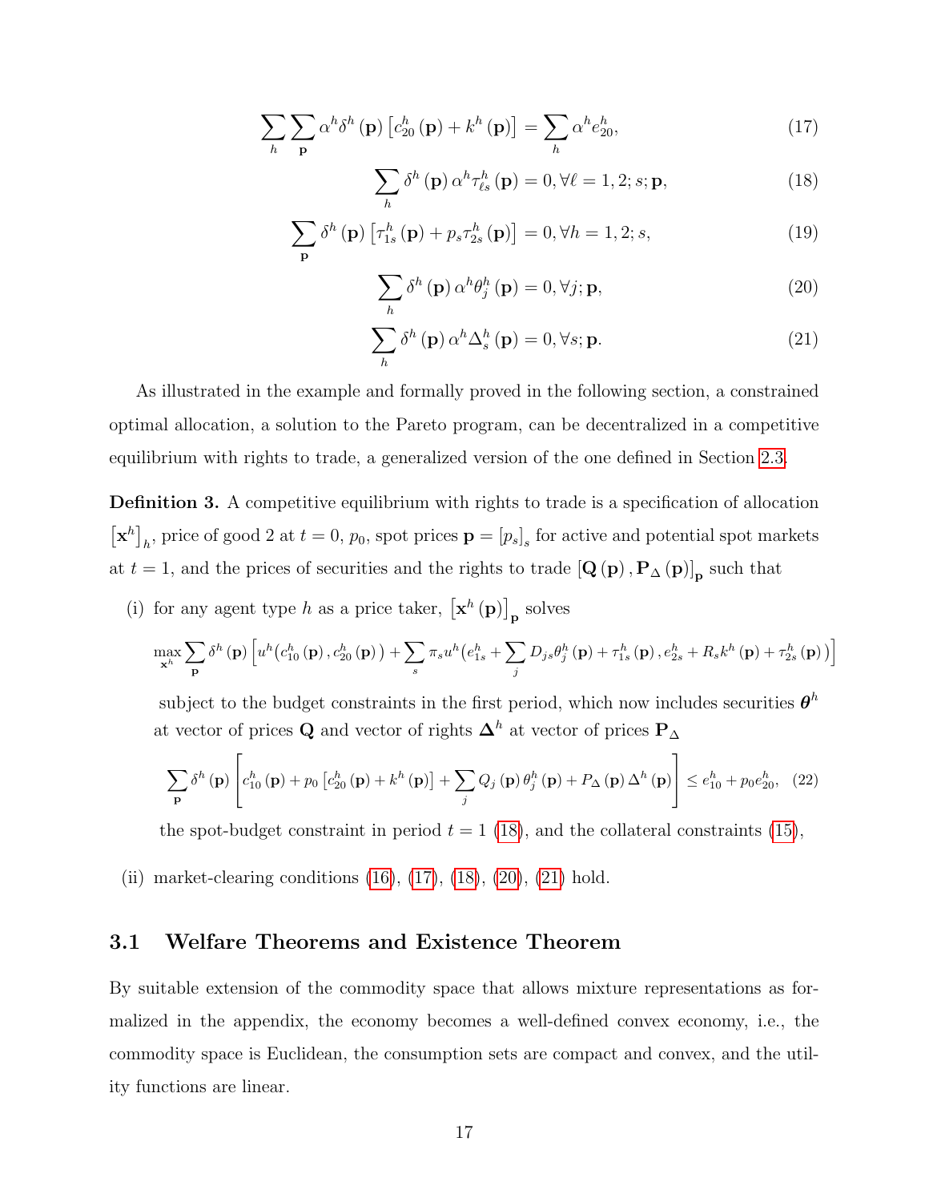$$\sum_h \sum_{\mathbf{p}} \alpha^h \delta^h(\mathbf{p}) \left[c_{20}^h(\mathbf{p}) + k^h(\mathbf{p})\right] = \sum_h \alpha^h e_{20}^h, \tag{17}$$

$$\sum_h \delta^h(\mathbf{p}) \alpha^h \tau_{\ell s}^h(\mathbf{p}) = 0, \forall \ell = 1, 2; s; \mathbf{p}, \tag{18}$$

$$\sum_{\mathbf{p}} \delta^h(\mathbf{p}) \left[\tau_{1s}^h(\mathbf{p}) + p_s \tau_{2s}^h(\mathbf{p})\right] = 0, \forall h = 1, 2; s, \tag{19}$$

$$\sum_h \delta^h(\mathbf{p}) \alpha^h \theta_j^h(\mathbf{p}) = 0, \forall j; \mathbf{p}, \tag{20}$$

$$\sum_h \delta^h(\mathbf{p}) \alpha^h \Delta_s^h(\mathbf{p}) = 0, \forall s; \mathbf{p}. \tag{21}$$

As illustrated in the example and formally proved in the following section, a constrained optimal allocation, a solution to the Pareto program, can be decentralized in a competitive equilibrium with rights to trade, a generalized version of the one defined in Section 2.3.

**Definition 3.** A competitive equilibrium with rights to trade is a specification of allocation $\left[\mathbf{x}^h\right]_h$, price of good 2 at $t = 0$, $p_0$, spot prices $\mathbf{p} = [p_s]_s$ for active and potential spot markets at $t = 1$, and the prices of securities and the rights to trade $\left[\mathbf{Q}(\mathbf{p}), \mathbf{P}_\Delta(\mathbf{p})\right]_{\mathbf{p}}$ such that

(i) for any agent type $h$ as a price taker, $\left[\mathbf{x}^h(\mathbf{p})\right]_{\mathbf{p}}$ solves

$$\max_{\mathbf{x}^h} \sum_{\mathbf{p}} \delta^h(\mathbf{p}) \Big[u^h\big(c_{10}^h(\mathbf{p}), c_{20}^h(\mathbf{p})\big) + \sum_s \pi_s u^h\big(e_{1s}^h + \sum_j D_{js}\theta_j^h(\mathbf{p}) + \tau_{1s}^h(\mathbf{p}), e_{2s}^h + R_s k^h(\mathbf{p}) + \tau_{2s}^h(\mathbf{p})\big)\Big]$$

subject to the budget constraints in the first period, which now includes securities $\boldsymbol{\theta}^h$ at vector of prices $\mathbf{Q}$ and vector of rights $\boldsymbol{\Delta}^h$ at vector of prices $\mathbf{P}_\Delta$

$$\sum_{\mathbf{p}} \delta^h(\mathbf{p}) \left[c_{10}^h(\mathbf{p}) + p_0\left[c_{20}^h(\mathbf{p}) + k^h(\mathbf{p})\right] + \sum_j Q_j(\mathbf{p})\theta_j^h(\mathbf{p}) + P_\Delta(\mathbf{p})\Delta^h(\mathbf{p})\right] \leq e_{10}^h + p_0 e_{20}^h, \tag{22}$$

the spot-budget constraint in period $t = 1$ (18), and the collateral constraints (15),

(ii) market-clearing conditions (16), (17), (18), (20), (21) hold.

## 3.1 Welfare Theorems and Existence Theorem

By suitable extension of the commodity space that allows mixture representations as formalized in the appendix, the economy becomes a well-defined convex economy, i.e., the commodity space is Euclidean, the consumption sets are compact and convex, and the utility functions are linear.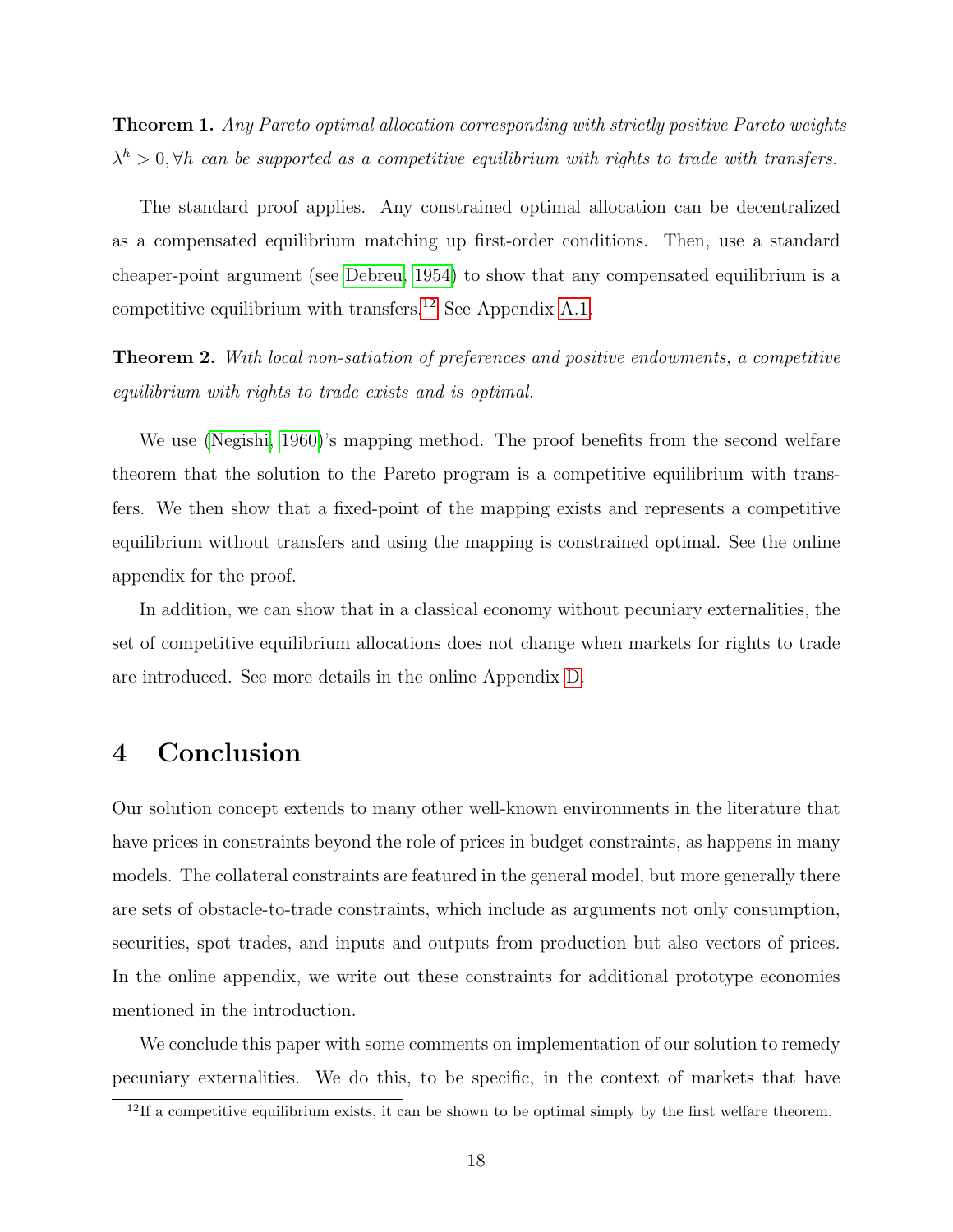**Theorem 1.** *Any Pareto optimal allocation corresponding with strictly positive Pareto weights $\lambda^h > 0, \forall h$ can be supported as a competitive equilibrium with rights to trade with transfers.*

The standard proof applies. Any constrained optimal allocation can be decentralized as a compensated equilibrium matching up first-order conditions. Then, use a standard cheaper-point argument (see Debreu, 1954) to show that any compensated equilibrium is a competitive equilibrium with transfers.[12] See Appendix A.1.

**Theorem 2.** *With local non-satiation of preferences and positive endowments, a competitive equilibrium with rights to trade exists and is optimal.*

We use (Negishi, 1960)'s mapping method. The proof benefits from the second welfare theorem that the solution to the Pareto program is a competitive equilibrium with transfers. We then show that a fixed-point of the mapping exists and represents a competitive equilibrium without transfers and using the mapping is constrained optimal. See the online appendix for the proof.

In addition, we can show that in a classical economy without pecuniary externalities, the set of competitive equilibrium allocations does not change when markets for rights to trade are introduced. See more details in the online Appendix D.

# 4 Conclusion

Our solution concept extends to many other well-known environments in the literature that have prices in constraints beyond the role of prices in budget constraints, as happens in many models. The collateral constraints are featured in the general model, but more generally there are sets of obstacle-to-trade constraints, which include as arguments not only consumption, securities, spot trades, and inputs and outputs from production but also vectors of prices. In the online appendix, we write out these constraints for additional prototype economies mentioned in the introduction.

We conclude this paper with some comments on implementation of our solution to remedy pecuniary externalities. We do this, to be specific, in the context of markets that have

[12] If a competitive equilibrium exists, it can be shown to be optimal simply by the first welfare theorem.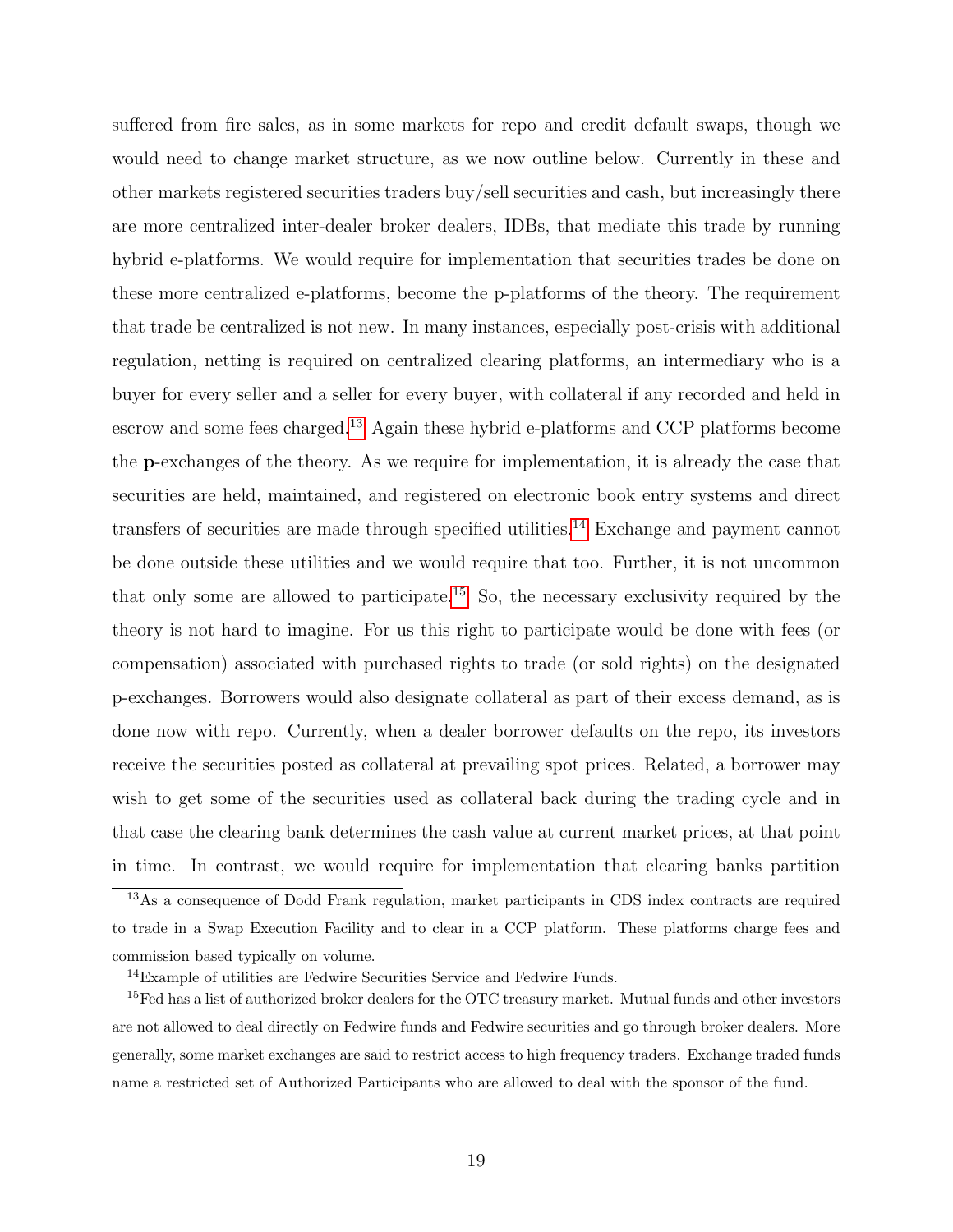suffered from fire sales, as in some markets for repo and credit default swaps, though we would need to change market structure, as we now outline below. Currently in these and other markets registered securities traders buy/sell securities and cash, but increasingly there are more centralized inter-dealer broker dealers, IDBs, that mediate this trade by running hybrid e-platforms. We would require for implementation that securities trades be done on these more centralized e-platforms, become the p-platforms of the theory. The requirement that trade be centralized is not new. In many instances, especially post-crisis with additional regulation, netting is required on centralized clearing platforms, an intermediary who is a buyer for every seller and a seller for every buyer, with collateral if any recorded and held in escrow and some fees charged.[13] Again these hybrid e-platforms and CCP platforms become the **p**-exchanges of the theory. As we require for implementation, it is already the case that securities are held, maintained, and registered on electronic book entry systems and direct transfers of securities are made through specified utilities.[14] Exchange and payment cannot be done outside these utilities and we would require that too. Further, it is not uncommon that only some are allowed to participate.[15] So, the necessary exclusivity required by the theory is not hard to imagine. For us this right to participate would be done with fees (or compensation) associated with purchased rights to trade (or sold rights) on the designated p-exchanges. Borrowers would also designate collateral as part of their excess demand, as is done now with repo. Currently, when a dealer borrower defaults on the repo, its investors receive the securities posted as collateral at prevailing spot prices. Related, a borrower may wish to get some of the securities used as collateral back during the trading cycle and in that case the clearing bank determines the cash value at current market prices, at that point in time. In contrast, we would require for implementation that clearing banks partition

[13] As a consequence of Dodd Frank regulation, market participants in CDS index contracts are required to trade in a Swap Execution Facility and to clear in a CCP platform. These platforms charge fees and commission based typically on volume.

[14] Example of utilities are Fedwire Securities Service and Fedwire Funds.

[15] Fed has a list of authorized broker dealers for the OTC treasury market. Mutual funds and other investors are not allowed to deal directly on Fedwire funds and Fedwire securities and go through broker dealers. More generally, some market exchanges are said to restrict access to high frequency traders. Exchange traded funds name a restricted set of Authorized Participants who are allowed to deal with the sponsor of the fund.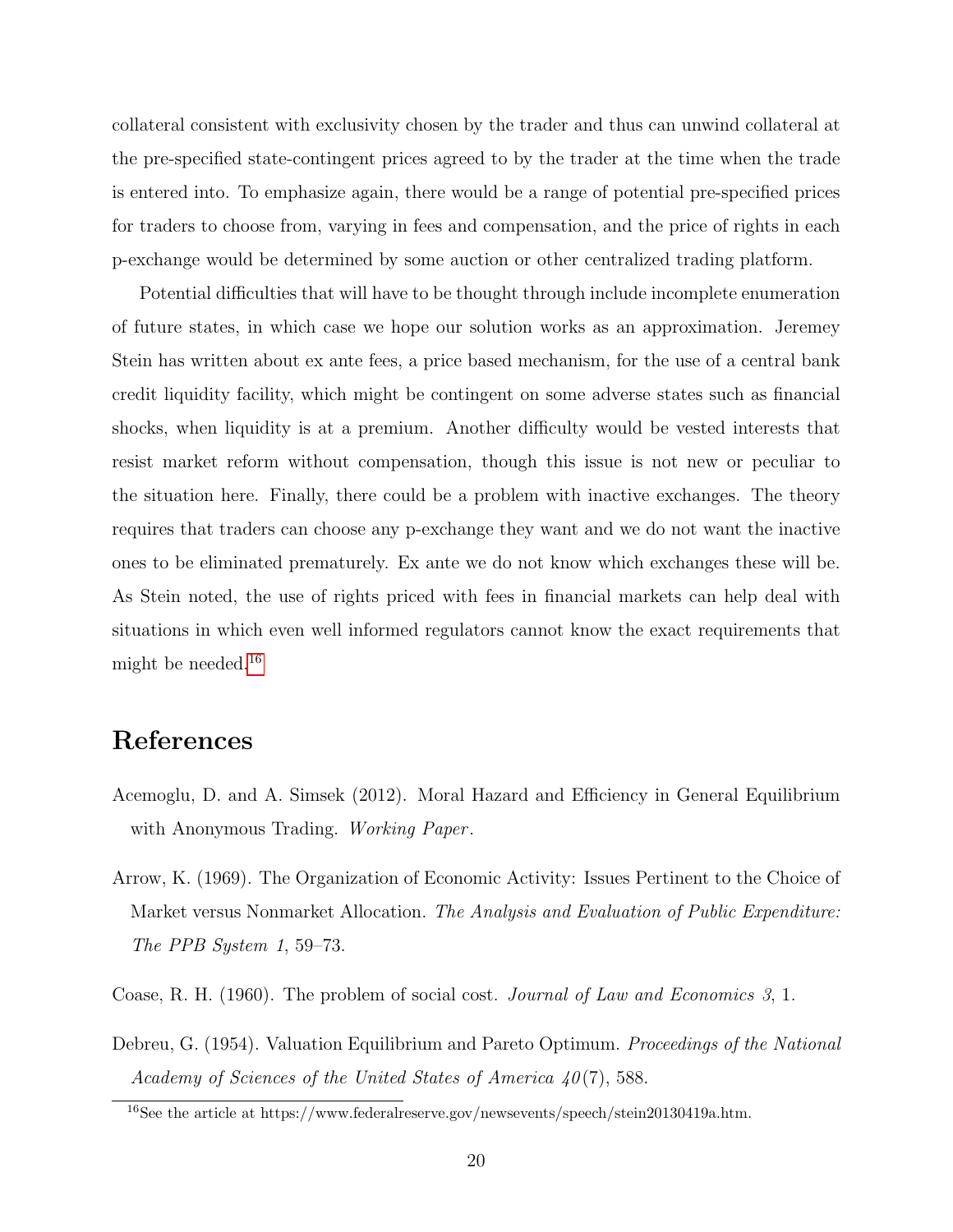collateral consistent with exclusivity chosen by the trader and thus can unwind collateral at the pre-specified state-contingent prices agreed to by the trader at the time when the trade is entered into. To emphasize again, there would be a range of potential pre-specified prices for traders to choose from, varying in fees and compensation, and the price of rights in each p-exchange would be determined by some auction or other centralized trading platform.

Potential difficulties that will have to be thought through include incomplete enumeration of future states, in which case we hope our solution works as an approximation. Jeremey Stein has written about ex ante fees, a price based mechanism, for the use of a central bank credit liquidity facility, which might be contingent on some adverse states such as financial shocks, when liquidity is at a premium. Another difficulty would be vested interests that resist market reform without compensation, though this issue is not new or peculiar to the situation here. Finally, there could be a problem with inactive exchanges. The theory requires that traders can choose any p-exchange they want and we do not want the inactive ones to be eliminated prematurely. Ex ante we do not know which exchanges these will be. As Stein noted, the use of rights priced with fees in financial markets can help deal with situations in which even well informed regulators cannot know the exact requirements that might be needed.[16]

# References

Acemoglu, D. and A. Simsek (2012). Moral Hazard and Efficiency in General Equilibrium with Anonymous Trading. *Working Paper*.

Arrow, K. (1969). The Organization of Economic Activity: Issues Pertinent to the Choice of Market versus Nonmarket Allocation. *The Analysis and Evaluation of Public Expenditure: The PPB System 1*, 59–73.

Coase, R. H. (1960). The problem of social cost. *Journal of Law and Economics 3*, 1.

Debreu, G. (1954). Valuation Equilibrium and Pareto Optimum. *Proceedings of the National Academy of Sciences of the United States of America 40*(7), 588.

[16] See the article at https://www.federalreserve.gov/newsevents/speech/stein20130419a.htm.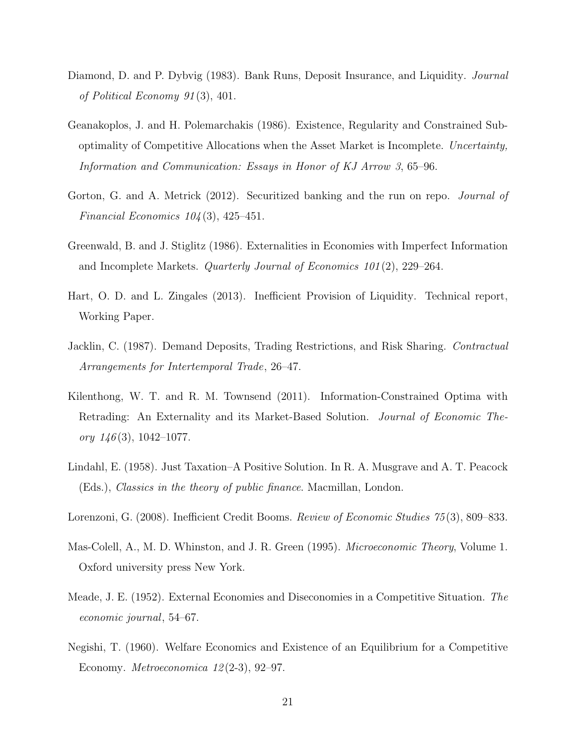Diamond, D. and P. Dybvig (1983). Bank Runs, Deposit Insurance, and Liquidity. *Journal of Political Economy 91*(3), 401.

Geanakoplos, J. and H. Polemarchakis (1986). Existence, Regularity and Constrained Suboptimality of Competitive Allocations when the Asset Market is Incomplete. *Uncertainty, Information and Communication: Essays in Honor of KJ Arrow 3*, 65–96.

Gorton, G. and A. Metrick (2012). Securitized banking and the run on repo. *Journal of Financial Economics 104*(3), 425–451.

Greenwald, B. and J. Stiglitz (1986). Externalities in Economies with Imperfect Information and Incomplete Markets. *Quarterly Journal of Economics 101*(2), 229–264.

Hart, O. D. and L. Zingales (2013). Inefficient Provision of Liquidity. Technical report, Working Paper.

Jacklin, C. (1987). Demand Deposits, Trading Restrictions, and Risk Sharing. *Contractual Arrangements for Intertemporal Trade*, 26–47.

Kilenthong, W. T. and R. M. Townsend (2011). Information-Constrained Optima with Retrading: An Externality and its Market-Based Solution. *Journal of Economic Theory 146*(3), 1042–1077.

Lindahl, E. (1958). Just Taxation–A Positive Solution. In R. A. Musgrave and A. T. Peacock (Eds.), *Classics in the theory of public finance*. Macmillan, London.

Lorenzoni, G. (2008). Inefficient Credit Booms. *Review of Economic Studies 75*(3), 809–833.

Mas-Colell, A., M. D. Whinston, and J. R. Green (1995). *Microeconomic Theory*, Volume 1. Oxford university press New York.

Meade, J. E. (1952). External Economies and Diseconomies in a Competitive Situation. *The economic journal*, 54–67.

Negishi, T. (1960). Welfare Economics and Existence of an Equilibrium for a Competitive Economy. *Metroeconomica 12*(2-3), 92–97.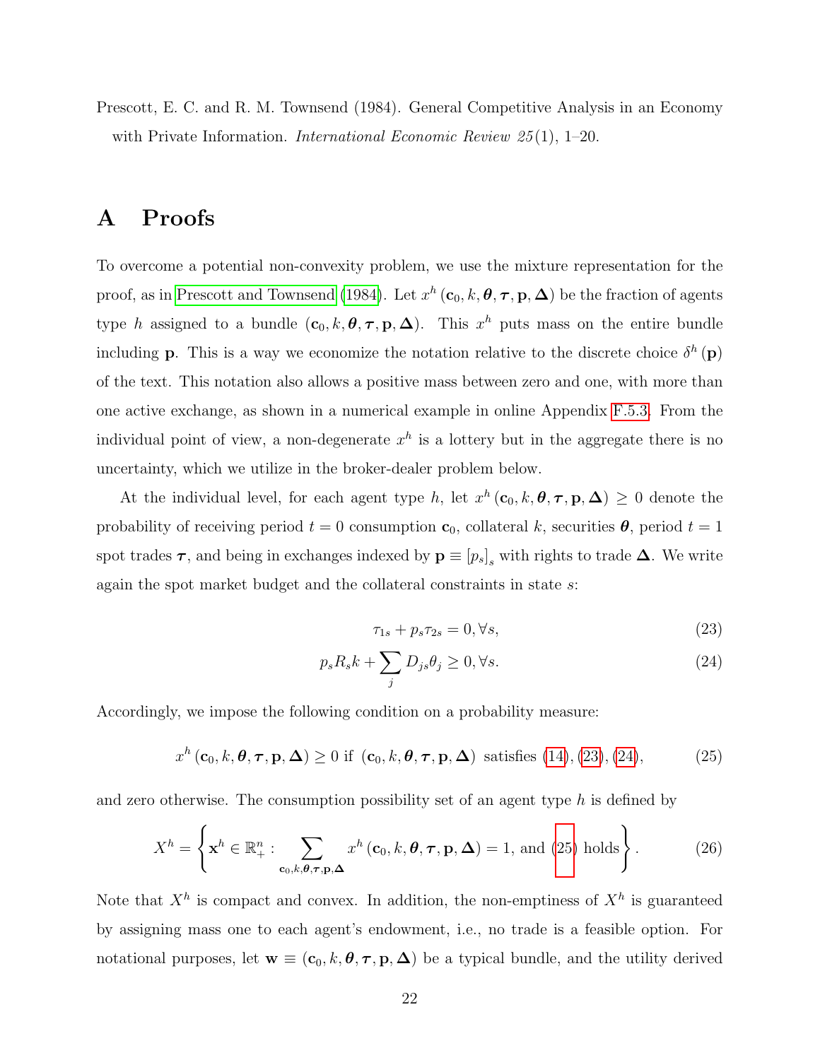Prescott, E. C. and R. M. Townsend (1984). General Competitive Analysis in an Economy with Private Information. *International Economic Review 25*(1), 1–20.

# A Proofs

To overcome a potential non-convexity problem, we use the mixture representation for the proof, as in Prescott and Townsend (1984). Let $x^h(\mathbf{c}_0, k, \boldsymbol{\theta}, \boldsymbol{\tau}, \mathbf{p}, \boldsymbol{\Delta})$ be the fraction of agents type $h$ assigned to a bundle $(\mathbf{c}_0, k, \boldsymbol{\theta}, \boldsymbol{\tau}, \mathbf{p}, \boldsymbol{\Delta})$. This $x^h$ puts mass on the entire bundle including $\mathbf{p}$. This is a way we economize the notation relative to the discrete choice $\delta^h(\mathbf{p})$ of the text. This notation also allows a positive mass between zero and one, with more than one active exchange, as shown in a numerical example in online Appendix F.5.3. From the individual point of view, a non-degenerate $x^h$ is a lottery but in the aggregate there is no uncertainty, which we utilize in the broker-dealer problem below.

At the individual level, for each agent type $h$, let $x^h(\mathbf{c}_0, k, \boldsymbol{\theta}, \boldsymbol{\tau}, \mathbf{p}, \boldsymbol{\Delta}) \geq 0$ denote the probability of receiving period $t = 0$ consumption $\mathbf{c}_0$, collateral $k$, securities $\boldsymbol{\theta}$, period $t = 1$ spot trades $\boldsymbol{\tau}$, and being in exchanges indexed by $\mathbf{p} \equiv [p_s]_s$ with rights to trade $\boldsymbol{\Delta}$. We write again the spot market budget and the collateral constraints in state $s$:

$$\tau_{1s} + p_s \tau_{2s} = 0, \forall s, \tag{23}$$

$$p_s R_s k + \sum_j D_{js} \theta_j \geq 0, \forall s. \tag{24}$$

Accordingly, we impose the following condition on a probability measure:

$$x^h(\mathbf{c}_0, k, \boldsymbol{\theta}, \boldsymbol{\tau}, \mathbf{p}, \boldsymbol{\Delta}) \geq 0 \text{ if } (\mathbf{c}_0, k, \boldsymbol{\theta}, \boldsymbol{\tau}, \mathbf{p}, \boldsymbol{\Delta}) \text{ satisfies (14), (23), (24),} \tag{25}$$

and zero otherwise. The consumption possibility set of an agent type $h$ is defined by

$$X^h = \left\{ \mathbf{x}^h \in \mathbb{R}^n_+ : \sum_{\mathbf{c}_0, k, \boldsymbol{\theta}, \boldsymbol{\tau}, \mathbf{p}, \boldsymbol{\Delta}} x^h(\mathbf{c}_0, k, \boldsymbol{\theta}, \boldsymbol{\tau}, \mathbf{p}, \boldsymbol{\Delta}) = 1, \text{ and (25) holds} \right\}. \tag{26}$$

Note that $X^h$ is compact and convex. In addition, the non-emptiness of $X^h$ is guaranteed by assigning mass one to each agent's endowment, i.e., no trade is a feasible option. For notational purposes, let $\mathbf{w} \equiv (\mathbf{c}_0, k, \boldsymbol{\theta}, \boldsymbol{\tau}, \mathbf{p}, \boldsymbol{\Delta})$ be a typical bundle, and the utility derived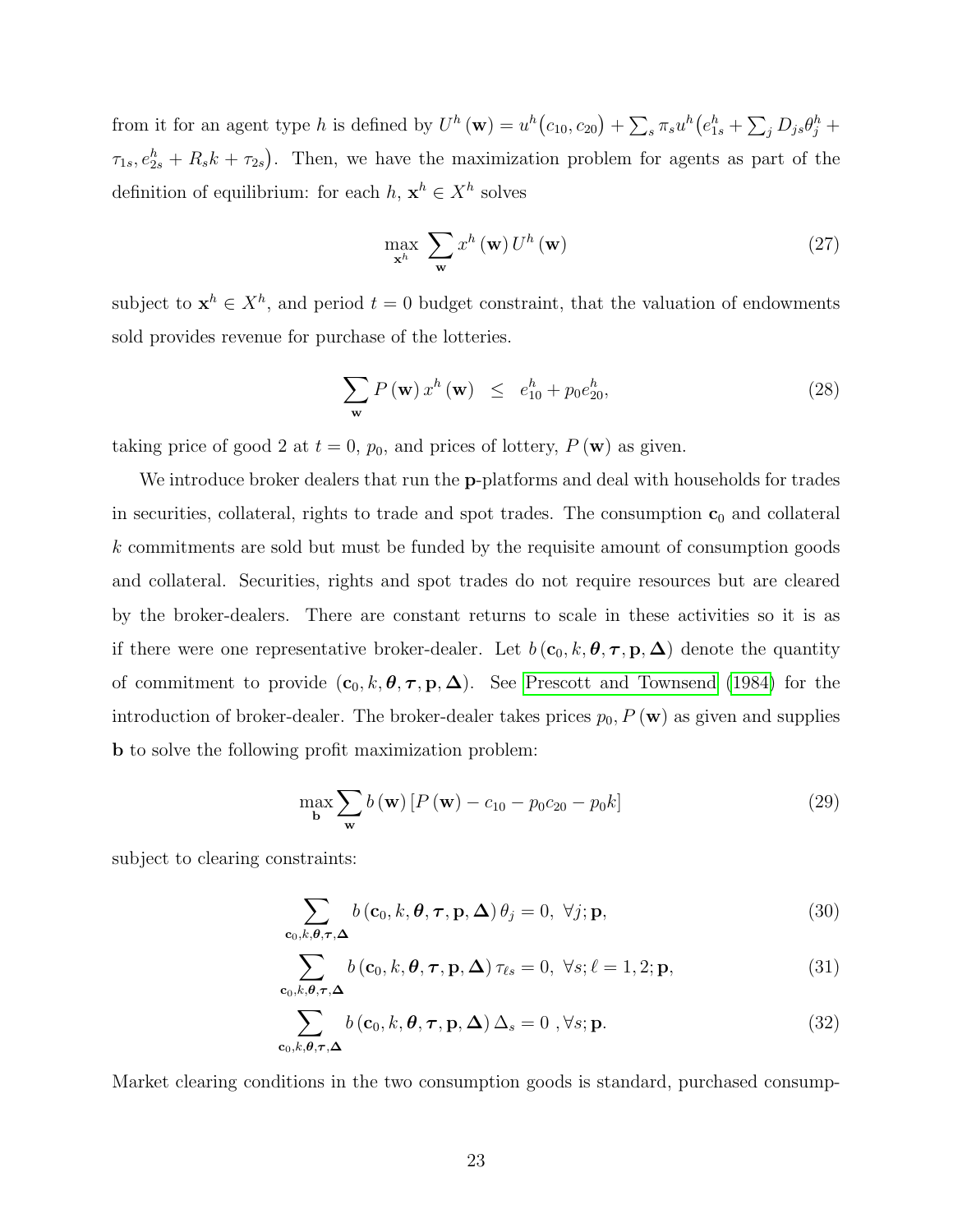from it for an agent type $h$ is defined by $U^h(\mathbf{w}) = u^h(c_{10}, c_{20}) + \sum_s \pi_s u^h(e^h_{1s} + \sum_j D_{js}\theta^h_j + \tau_{1s}, e^h_{2s} + R_s k + \tau_{2s})$. Then, we have the maximization problem for agents as part of the definition of equilibrium: for each $h$, $\mathbf{x}^h \in X^h$ solves

$$\max_{\mathbf{x}^h} \sum_{\mathbf{w}} x^h(\mathbf{w}) U^h(\mathbf{w}) \tag{27}$$

subject to $\mathbf{x}^h \in X^h$, and period $t = 0$ budget constraint, that the valuation of endowments sold provides revenue for purchase of the lotteries.

$$\sum_{\mathbf{w}} P(\mathbf{w}) x^h(\mathbf{w}) \quad \leq \quad e^h_{10} + p_0 e^h_{20}, \tag{28}$$

taking price of good 2 at $t = 0$, $p_0$, and prices of lottery, $P(\mathbf{w})$ as given.

We introduce broker dealers that run the $\mathbf{p}$-platforms and deal with households for trades in securities, collateral, rights to trade and spot trades. The consumption $\mathbf{c}_0$ and collateral $k$ commitments are sold but must be funded by the requisite amount of consumption goods and collateral. Securities, rights and spot trades do not require resources but are cleared by the broker-dealers. There are constant returns to scale in these activities so it is as if there were one representative broker-dealer. Let $b(\mathbf{c}_0, k, \boldsymbol{\theta}, \boldsymbol{\tau}, \mathbf{p}, \boldsymbol{\Delta})$ denote the quantity of commitment to provide $(\mathbf{c}_0, k, \boldsymbol{\theta}, \boldsymbol{\tau}, \mathbf{p}, \boldsymbol{\Delta})$. See Prescott and Townsend (1984) for the introduction of broker-dealer. The broker-dealer takes prices $p_0, P(\mathbf{w})$ as given and supplies $\mathbf{b}$ to solve the following profit maximization problem:

$$\max_{\mathbf{b}} \sum_{\mathbf{w}} b(\mathbf{w}) \left[P(\mathbf{w}) - c_{10} - p_0 c_{20} - p_0 k\right] \tag{29}$$

subject to clearing constraints:

$$\sum_{\mathbf{c}_0, k, \boldsymbol{\theta}, \boldsymbol{\tau}, \boldsymbol{\Delta}} b(\mathbf{c}_0, k, \boldsymbol{\theta}, \boldsymbol{\tau}, \mathbf{p}, \boldsymbol{\Delta}) \theta_j = 0, \ \forall j; \mathbf{p}, \tag{30}$$

$$\sum_{\mathbf{c}_0, k, \boldsymbol{\theta}, \boldsymbol{\tau}, \boldsymbol{\Delta}} b(\mathbf{c}_0, k, \boldsymbol{\theta}, \boldsymbol{\tau}, \mathbf{p}, \boldsymbol{\Delta}) \tau_{\ell s} = 0, \ \forall s; \ell = 1, 2; \mathbf{p}, \tag{31}$$

$$\sum_{\mathbf{c}_0, k, \boldsymbol{\theta}, \boldsymbol{\tau}, \boldsymbol{\Delta}} b(\mathbf{c}_0, k, \boldsymbol{\theta}, \boldsymbol{\tau}, \mathbf{p}, \boldsymbol{\Delta}) \Delta_s = 0 \ , \forall s; \mathbf{p}. \tag{32}$$

Market clearing conditions in the two consumption goods is standard, purchased consump-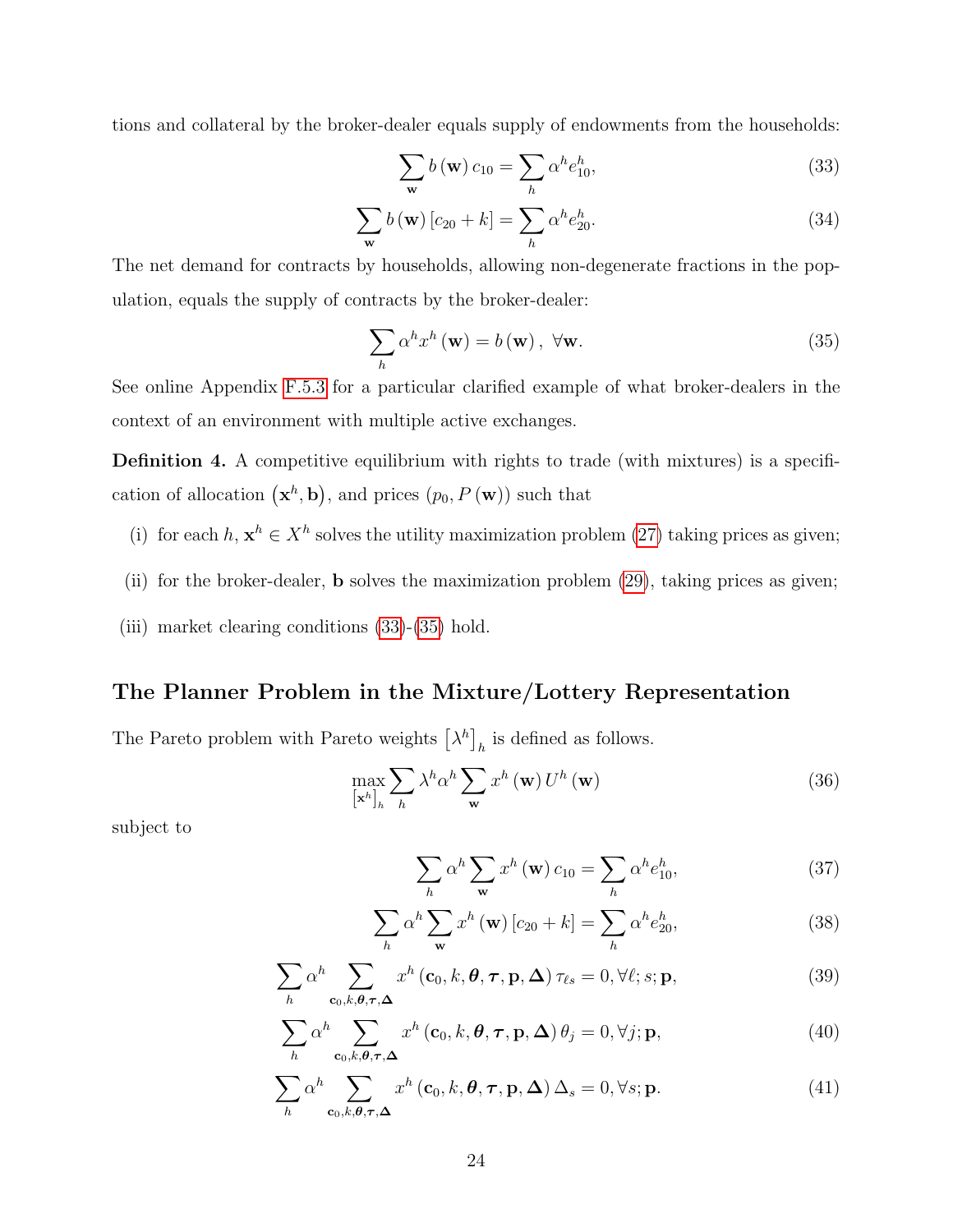tions and collateral by the broker-dealer equals supply of endowments from the households:

$$\sum_{\mathbf{w}} b(\mathbf{w})\, c_{10} = \sum_{h} \alpha^h e^h_{10}, \tag{33}$$

$$\sum_{\mathbf{w}} b(\mathbf{w}) \left[c_{20} + k\right] = \sum_{h} \alpha^h e^h_{20}. \tag{34}$$

The net demand for contracts by households, allowing non-degenerate fractions in the population, equals the supply of contracts by the broker-dealer:

$$\sum_{h} \alpha^h x^h(\mathbf{w}) = b(\mathbf{w}),\ \forall \mathbf{w}. \tag{35}$$

See online Appendix F.5.3 for a particular clarified example of what broker-dealers in the context of an environment with multiple active exchanges.

**Definition 4.** A competitive equilibrium with rights to trade (with mixtures) is a specification of allocation $(\mathbf{x}^h, \mathbf{b})$, and prices $(p_0, P(\mathbf{w}))$ such that

(i) for each $h$, $\mathbf{x}^h \in X^h$ solves the utility maximization problem (27) taking prices as given;

(ii) for the broker-dealer, $\mathbf{b}$ solves the maximization problem (29), taking prices as given;

(iii) market clearing conditions (33)-(35) hold.

## The Planner Problem in the Mixture/Lottery Representation

The Pareto problem with Pareto weights $\left[\lambda^h\right]_h$ is defined as follows.

$$\max_{\left[\mathbf{x}^h\right]_h} \sum_{h} \lambda^h \alpha^h \sum_{\mathbf{w}} x^h(\mathbf{w})\, U^h(\mathbf{w}) \tag{36}$$

subject to

$$\sum_{h} \alpha^h \sum_{\mathbf{w}} x^h(\mathbf{w})\, c_{10} = \sum_{h} \alpha^h e^h_{10}, \tag{37}$$

$$\sum_{h} \alpha^h \sum_{\mathbf{w}} x^h(\mathbf{w}) \left[c_{20} + k\right] = \sum_{h} \alpha^h e^h_{20}, \tag{38}$$

$$\sum_{h} \alpha^h \sum_{\mathbf{c}_0, k, \boldsymbol{\theta}, \boldsymbol{\tau}, \boldsymbol{\Delta}} x^h(\mathbf{c}_0, k, \boldsymbol{\theta}, \boldsymbol{\tau}, \mathbf{p}, \boldsymbol{\Delta})\, \tau_{\ell s} = 0, \forall \ell; s; \mathbf{p}, \tag{39}$$

$$\sum_{h} \alpha^h \sum_{\mathbf{c}_0, k, \boldsymbol{\theta}, \boldsymbol{\tau}, \boldsymbol{\Delta}} x^h(\mathbf{c}_0, k, \boldsymbol{\theta}, \boldsymbol{\tau}, \mathbf{p}, \boldsymbol{\Delta})\, \theta_j = 0, \forall j; \mathbf{p}, \tag{40}$$

$$\sum_{h} \alpha^h \sum_{\mathbf{c}_0, k, \boldsymbol{\theta}, \boldsymbol{\tau}, \boldsymbol{\Delta}} x^h(\mathbf{c}_0, k, \boldsymbol{\theta}, \boldsymbol{\tau}, \mathbf{p}, \boldsymbol{\Delta})\, \Delta_s = 0, \forall s; \mathbf{p}. \tag{41}$$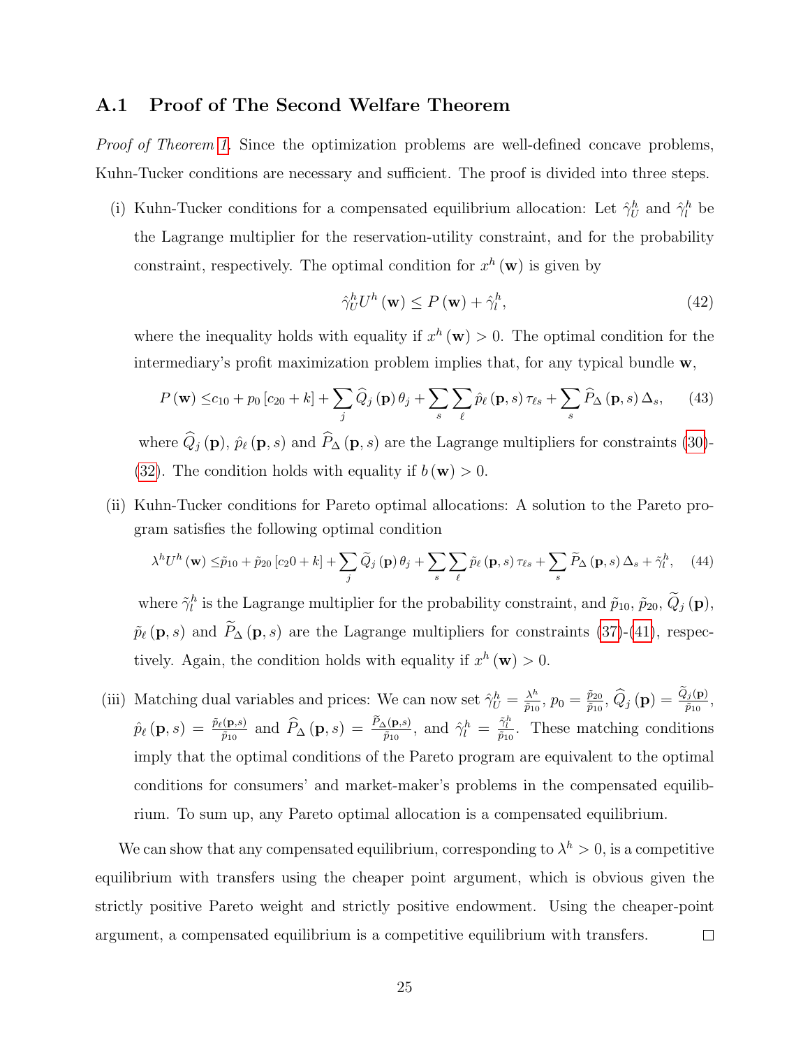## A.1 Proof of The Second Welfare Theorem

*Proof of Theorem 1.* Since the optimization problems are well-defined concave problems, Kuhn-Tucker conditions are necessary and sufficient. The proof is divided into three steps.

(i) Kuhn-Tucker conditions for a compensated equilibrium allocation: Let $\hat{\gamma}_U^h$ and $\hat{\gamma}_l^h$ be the Lagrange multiplier for the reservation-utility constraint, and for the probability constraint, respectively. The optimal condition for $x^h(\mathbf{w})$ is given by

$$\hat{\gamma}_U^h U^h(\mathbf{w}) \leq P(\mathbf{w}) + \hat{\gamma}_l^h, \tag{42}$$

where the inequality holds with equality if $x^h(\mathbf{w}) > 0$. The optimal condition for the intermediary's profit maximization problem implies that, for any typical bundle $\mathbf{w}$,

$$P(\mathbf{w}) \leq c_{10} + p_0[c_{20} + k] + \sum_j \widehat{Q}_j(\mathbf{p})\,\theta_j + \sum_s \sum_\ell \hat{p}_\ell(\mathbf{p}, s)\,\tau_{\ell s} + \sum_s \widehat{P}_\Delta(\mathbf{p}, s)\,\Delta_s, \tag{43}$$

where $\widehat{Q}_j(\mathbf{p})$, $\hat{p}_\ell(\mathbf{p}, s)$ and $\widehat{P}_\Delta(\mathbf{p}, s)$ are the Lagrange multipliers for constraints (30)-(32). The condition holds with equality if $b(\mathbf{w}) > 0$.

(ii) Kuhn-Tucker conditions for Pareto optimal allocations: A solution to the Pareto program satisfies the following optimal condition

$$\lambda^h U^h(\mathbf{w}) \leq \tilde{p}_{10} + \tilde{p}_{20}[c_2 0 + k] + \sum_j \widetilde{Q}_j(\mathbf{p})\,\theta_j + \sum_s \sum_\ell \tilde{p}_\ell(\mathbf{p}, s)\,\tau_{\ell s} + \sum_s \widetilde{P}_\Delta(\mathbf{p}, s)\,\Delta_s + \tilde{\gamma}_l^h, \tag{44}$$

where $\tilde{\gamma}_l^h$ is the Lagrange multiplier for the probability constraint, and $\tilde{p}_{10}$, $\tilde{p}_{20}$, $\widetilde{Q}_j(\mathbf{p})$, $\tilde{p}_\ell(\mathbf{p}, s)$ and $\widetilde{P}_\Delta(\mathbf{p}, s)$ are the Lagrange multipliers for constraints (37)-(41), respectively. Again, the condition holds with equality if $x^h(\mathbf{w}) > 0$.

(iii) Matching dual variables and prices: We can now set $\hat{\gamma}_U^h = \frac{\lambda^h}{\tilde{p}_{10}}$, $p_0 = \frac{\tilde{p}_{20}}{\tilde{p}_{10}}$, $\widehat{Q}_j(\mathbf{p}) = \frac{\widetilde{Q}_j(\mathbf{p})}{\tilde{p}_{10}}$, $\hat{p}_\ell(\mathbf{p}, s) = \frac{\tilde{p}_\ell(\mathbf{p}, s)}{\tilde{p}_{10}}$ and $\widehat{P}_\Delta(\mathbf{p}, s) = \frac{\widetilde{P}_\Delta(\mathbf{p}, s)}{\tilde{p}_{10}}$, and $\hat{\gamma}_l^h = \frac{\tilde{\gamma}_l^h}{\tilde{p}_{10}}$. These matching conditions imply that the optimal conditions of the Pareto program are equivalent to the optimal conditions for consumers' and market-maker's problems in the compensated equilibrium. To sum up, any Pareto optimal allocation is a compensated equilibrium.

We can show that any compensated equilibrium, corresponding to $\lambda^h > 0$, is a competitive equilibrium with transfers using the cheaper point argument, which is obvious given the strictly positive Pareto weight and strictly positive endowment. Using the cheaper-point argument, a compensated equilibrium is a competitive equilibrium with transfers. □